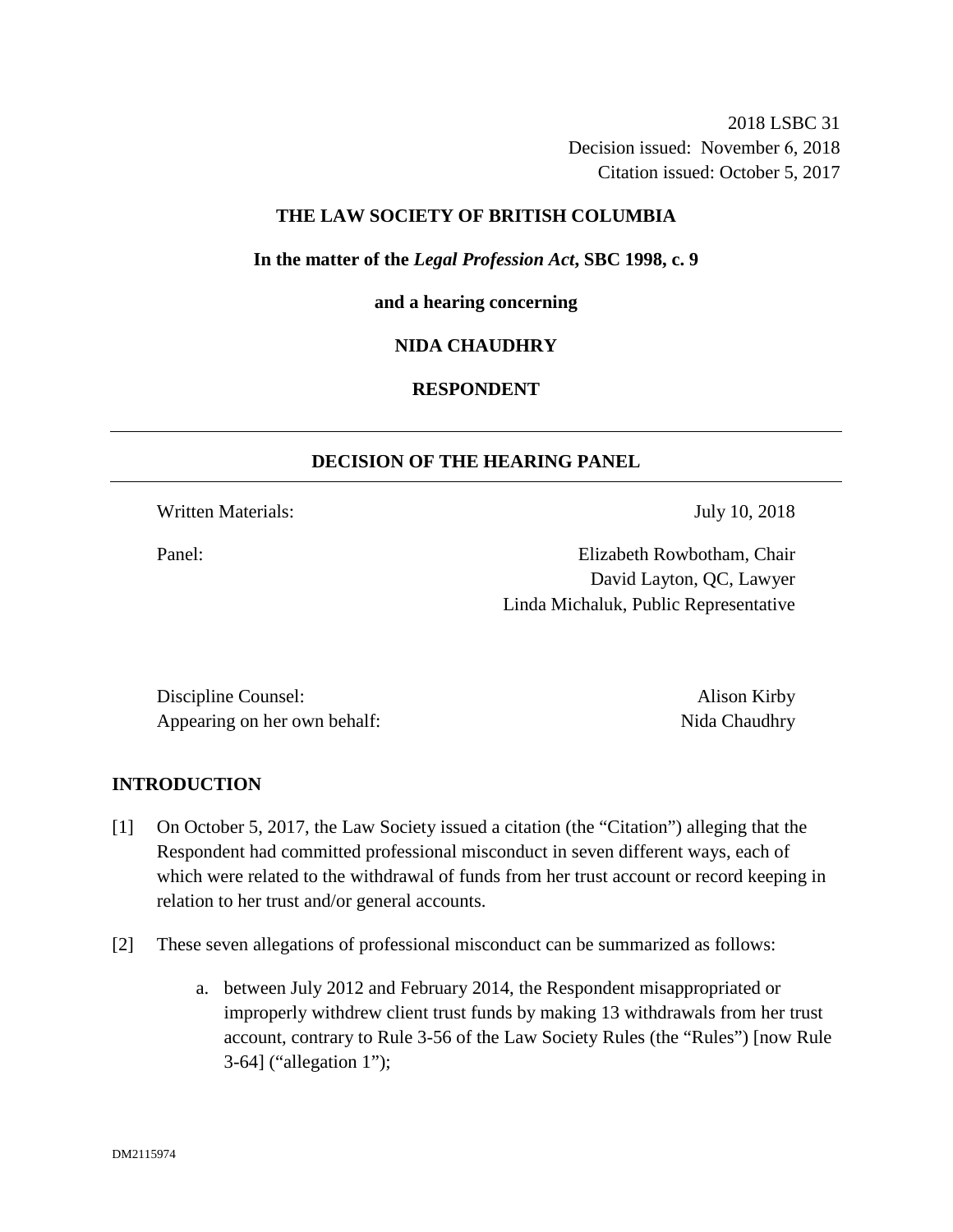2018 LSBC 31
Decision issued: November 6, 2018
Citation issued: October 5, 2017

**THE LAW SOCIETY OF BRITISH COLUMBIA**

**In the matter of the *Legal Profession Act*, SBC 1998, c. 9**

**and a hearing concerning**

**NIDA CHAUDHRY**

**RESPONDENT**

---

**DECISION OF THE HEARING PANEL**

---

Written Materials: July 10, 2018

Panel: Elizabeth Rowbotham, Chair
David Layton, QC, Lawyer
Linda Michaluk, Public Representative

Discipline Counsel: Alison Kirby
Appearing on her own behalf: Nida Chaudhry

## INTRODUCTION

[1] On October 5, 2017, the Law Society issued a citation (the "Citation") alleging that the Respondent had committed professional misconduct in seven different ways, each of which were related to the withdrawal of funds from her trust account or record keeping in relation to her trust and/or general accounts.

[2] These seven allegations of professional misconduct can be summarized as follows:

a. between July 2012 and February 2014, the Respondent misappropriated or improperly withdrew client trust funds by making 13 withdrawals from her trust account, contrary to Rule 3-56 of the Law Society Rules (the "Rules") [now Rule 3-64] ("allegation 1");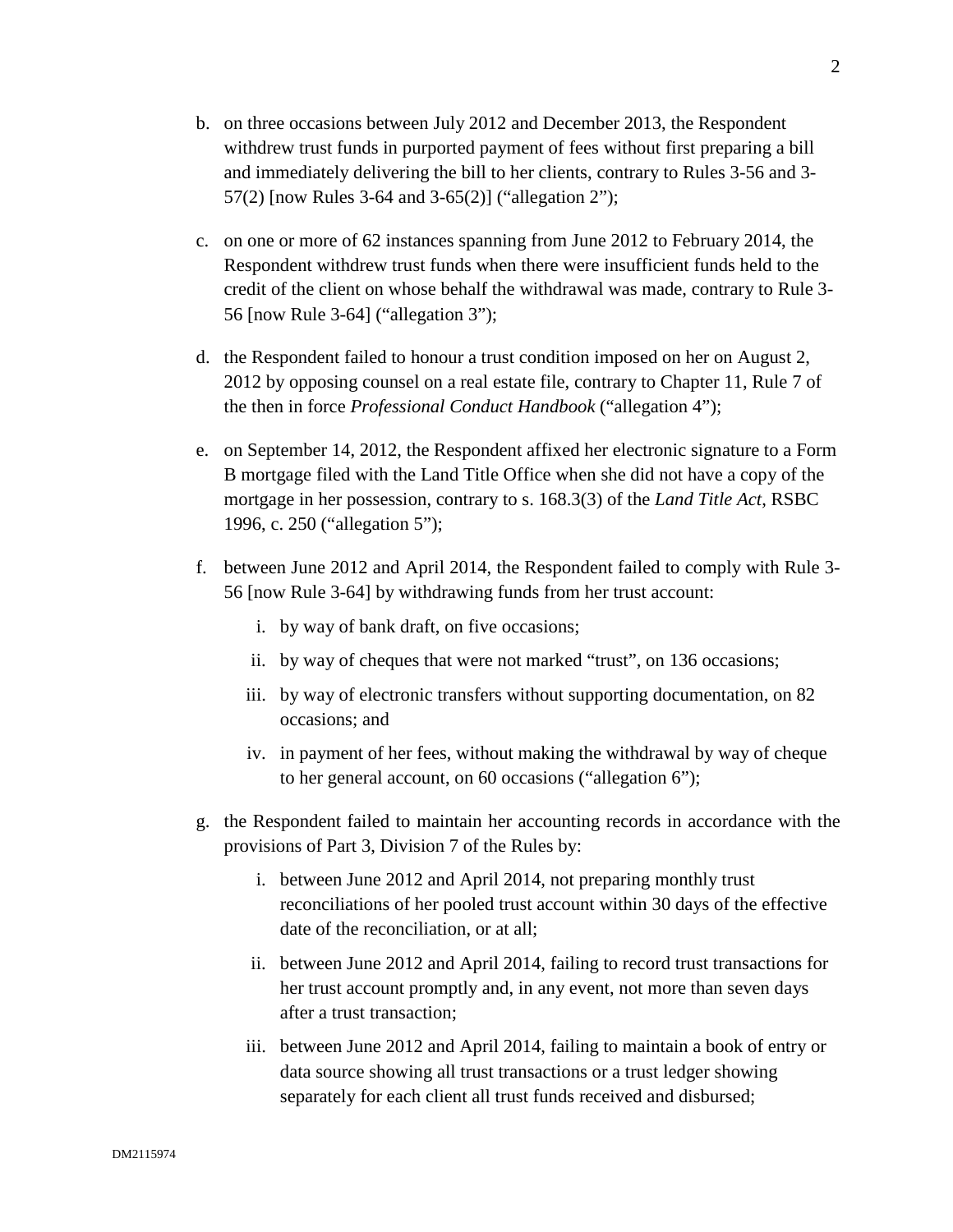b. on three occasions between July 2012 and December 2013, the Respondent withdrew trust funds in purported payment of fees without first preparing a bill and immediately delivering the bill to her clients, contrary to Rules 3-56 and 3-57(2) [now Rules 3-64 and 3-65(2)] ("allegation 2");

c. on one or more of 62 instances spanning from June 2012 to February 2014, the Respondent withdrew trust funds when there were insufficient funds held to the credit of the client on whose behalf the withdrawal was made, contrary to Rule 3-56 [now Rule 3-64] ("allegation 3");

d. the Respondent failed to honour a trust condition imposed on her on August 2, 2012 by opposing counsel on a real estate file, contrary to Chapter 11, Rule 7 of the then in force *Professional Conduct Handbook* ("allegation 4");

e. on September 14, 2012, the Respondent affixed her electronic signature to a Form B mortgage filed with the Land Title Office when she did not have a copy of the mortgage in her possession, contrary to s. 168.3(3) of the *Land Title Act*, RSBC 1996, c. 250 ("allegation 5");

f. between June 2012 and April 2014, the Respondent failed to comply with Rule 3-56 [now Rule 3-64] by withdrawing funds from her trust account:

   i. by way of bank draft, on five occasions;

   ii. by way of cheques that were not marked "trust", on 136 occasions;

   iii. by way of electronic transfers without supporting documentation, on 82 occasions; and

   iv. in payment of her fees, without making the withdrawal by way of cheque to her general account, on 60 occasions ("allegation 6");

g. the Respondent failed to maintain her accounting records in accordance with the provisions of Part 3, Division 7 of the Rules by:

   i. between June 2012 and April 2014, not preparing monthly trust reconciliations of her pooled trust account within 30 days of the effective date of the reconciliation, or at all;

   ii. between June 2012 and April 2014, failing to record trust transactions for her trust account promptly and, in any event, not more than seven days after a trust transaction;

   iii. between June 2012 and April 2014, failing to maintain a book of entry or data source showing all trust transactions or a trust ledger showing separately for each client all trust funds received and disbursed;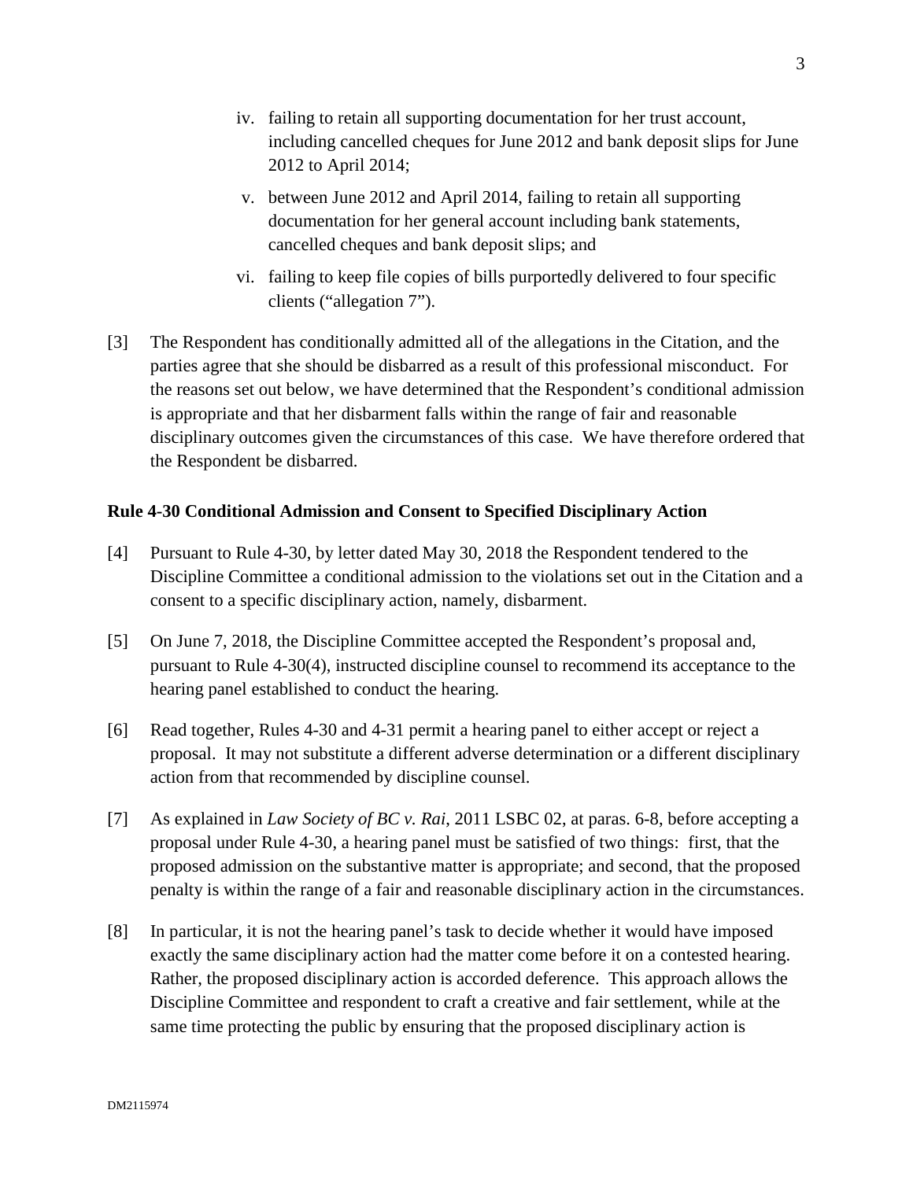iv. failing to retain all supporting documentation for her trust account, including cancelled cheques for June 2012 and bank deposit slips for June 2012 to April 2014;

v. between June 2012 and April 2014, failing to retain all supporting documentation for her general account including bank statements, cancelled cheques and bank deposit slips; and

vi. failing to keep file copies of bills purportedly delivered to four specific clients ("allegation 7").

[3] The Respondent has conditionally admitted all of the allegations in the Citation, and the parties agree that she should be disbarred as a result of this professional misconduct. For the reasons set out below, we have determined that the Respondent's conditional admission is appropriate and that her disbarment falls within the range of fair and reasonable disciplinary outcomes given the circumstances of this case. We have therefore ordered that the Respondent be disbarred.

**Rule 4-30 Conditional Admission and Consent to Specified Disciplinary Action**

[4] Pursuant to Rule 4-30, by letter dated May 30, 2018 the Respondent tendered to the Discipline Committee a conditional admission to the violations set out in the Citation and a consent to a specific disciplinary action, namely, disbarment.

[5] On June 7, 2018, the Discipline Committee accepted the Respondent's proposal and, pursuant to Rule 4-30(4), instructed discipline counsel to recommend its acceptance to the hearing panel established to conduct the hearing.

[6] Read together, Rules 4-30 and 4-31 permit a hearing panel to either accept or reject a proposal. It may not substitute a different adverse determination or a different disciplinary action from that recommended by discipline counsel.

[7] As explained in *Law Society of BC v. Rai*, 2011 LSBC 02, at paras. 6-8, before accepting a proposal under Rule 4-30, a hearing panel must be satisfied of two things: first, that the proposed admission on the substantive matter is appropriate; and second, that the proposed penalty is within the range of a fair and reasonable disciplinary action in the circumstances.

[8] In particular, it is not the hearing panel's task to decide whether it would have imposed exactly the same disciplinary action had the matter come before it on a contested hearing. Rather, the proposed disciplinary action is accorded deference. This approach allows the Discipline Committee and respondent to craft a creative and fair settlement, while at the same time protecting the public by ensuring that the proposed disciplinary action is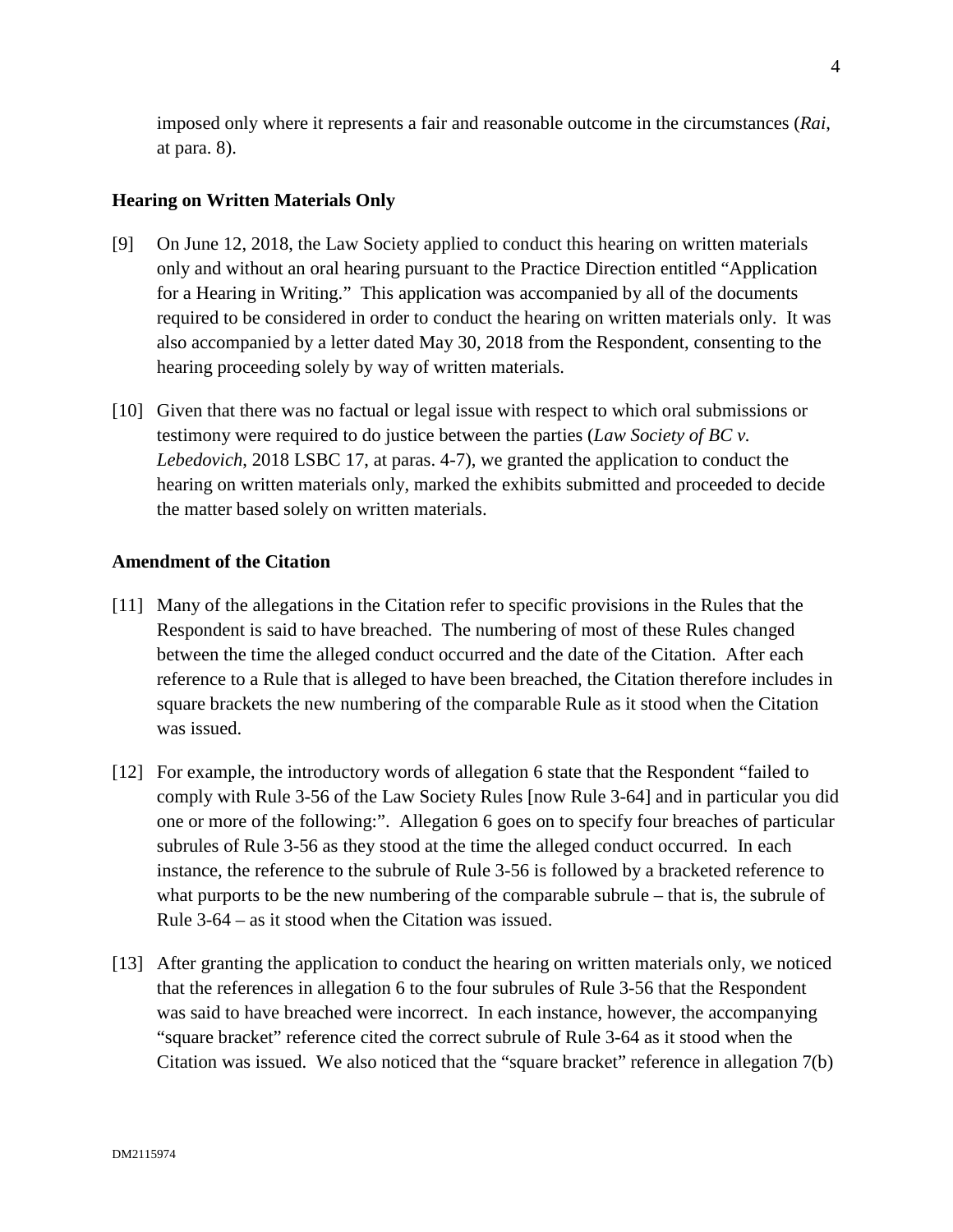imposed only where it represents a fair and reasonable outcome in the circumstances (*Rai*, at para. 8).

## Hearing on Written Materials Only

[9] On June 12, 2018, the Law Society applied to conduct this hearing on written materials only and without an oral hearing pursuant to the Practice Direction entitled "Application for a Hearing in Writing." This application was accompanied by all of the documents required to be considered in order to conduct the hearing on written materials only. It was also accompanied by a letter dated May 30, 2018 from the Respondent, consenting to the hearing proceeding solely by way of written materials.

[10] Given that there was no factual or legal issue with respect to which oral submissions or testimony were required to do justice between the parties (*Law Society of BC v. Lebedovich*, 2018 LSBC 17, at paras. 4-7), we granted the application to conduct the hearing on written materials only, marked the exhibits submitted and proceeded to decide the matter based solely on written materials.

## Amendment of the Citation

[11] Many of the allegations in the Citation refer to specific provisions in the Rules that the Respondent is said to have breached. The numbering of most of these Rules changed between the time the alleged conduct occurred and the date of the Citation. After each reference to a Rule that is alleged to have been breached, the Citation therefore includes in square brackets the new numbering of the comparable Rule as it stood when the Citation was issued.

[12] For example, the introductory words of allegation 6 state that the Respondent "failed to comply with Rule 3-56 of the Law Society Rules [now Rule 3-64] and in particular you did one or more of the following:". Allegation 6 goes on to specify four breaches of particular subrules of Rule 3-56 as they stood at the time the alleged conduct occurred. In each instance, the reference to the subrule of Rule 3-56 is followed by a bracketed reference to what purports to be the new numbering of the comparable subrule – that is, the subrule of Rule 3-64 – as it stood when the Citation was issued.

[13] After granting the application to conduct the hearing on written materials only, we noticed that the references in allegation 6 to the four subrules of Rule 3-56 that the Respondent was said to have breached were incorrect. In each instance, however, the accompanying "square bracket" reference cited the correct subrule of Rule 3-64 as it stood when the Citation was issued. We also noticed that the "square bracket" reference in allegation 7(b)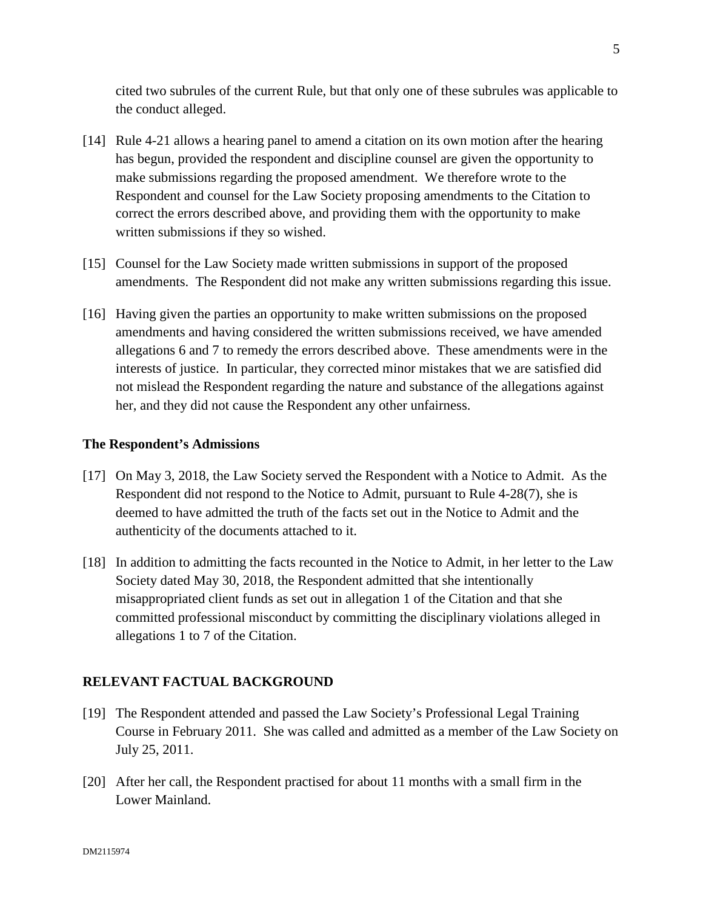cited two subrules of the current Rule, but that only one of these subrules was applicable to the conduct alleged.

[14] Rule 4-21 allows a hearing panel to amend a citation on its own motion after the hearing has begun, provided the respondent and discipline counsel are given the opportunity to make submissions regarding the proposed amendment. We therefore wrote to the Respondent and counsel for the Law Society proposing amendments to the Citation to correct the errors described above, and providing them with the opportunity to make written submissions if they so wished.

[15] Counsel for the Law Society made written submissions in support of the proposed amendments. The Respondent did not make any written submissions regarding this issue.

[16] Having given the parties an opportunity to make written submissions on the proposed amendments and having considered the written submissions received, we have amended allegations 6 and 7 to remedy the errors described above. These amendments were in the interests of justice. In particular, they corrected minor mistakes that we are satisfied did not mislead the Respondent regarding the nature and substance of the allegations against her, and they did not cause the Respondent any other unfairness.

**The Respondent's Admissions**

[17] On May 3, 2018, the Law Society served the Respondent with a Notice to Admit. As the Respondent did not respond to the Notice to Admit, pursuant to Rule 4-28(7), she is deemed to have admitted the truth of the facts set out in the Notice to Admit and the authenticity of the documents attached to it.

[18] In addition to admitting the facts recounted in the Notice to Admit, in her letter to the Law Society dated May 30, 2018, the Respondent admitted that she intentionally misappropriated client funds as set out in allegation 1 of the Citation and that she committed professional misconduct by committing the disciplinary violations alleged in allegations 1 to 7 of the Citation.

## RELEVANT FACTUAL BACKGROUND

[19] The Respondent attended and passed the Law Society's Professional Legal Training Course in February 2011. She was called and admitted as a member of the Law Society on July 25, 2011.

[20] After her call, the Respondent practised for about 11 months with a small firm in the Lower Mainland.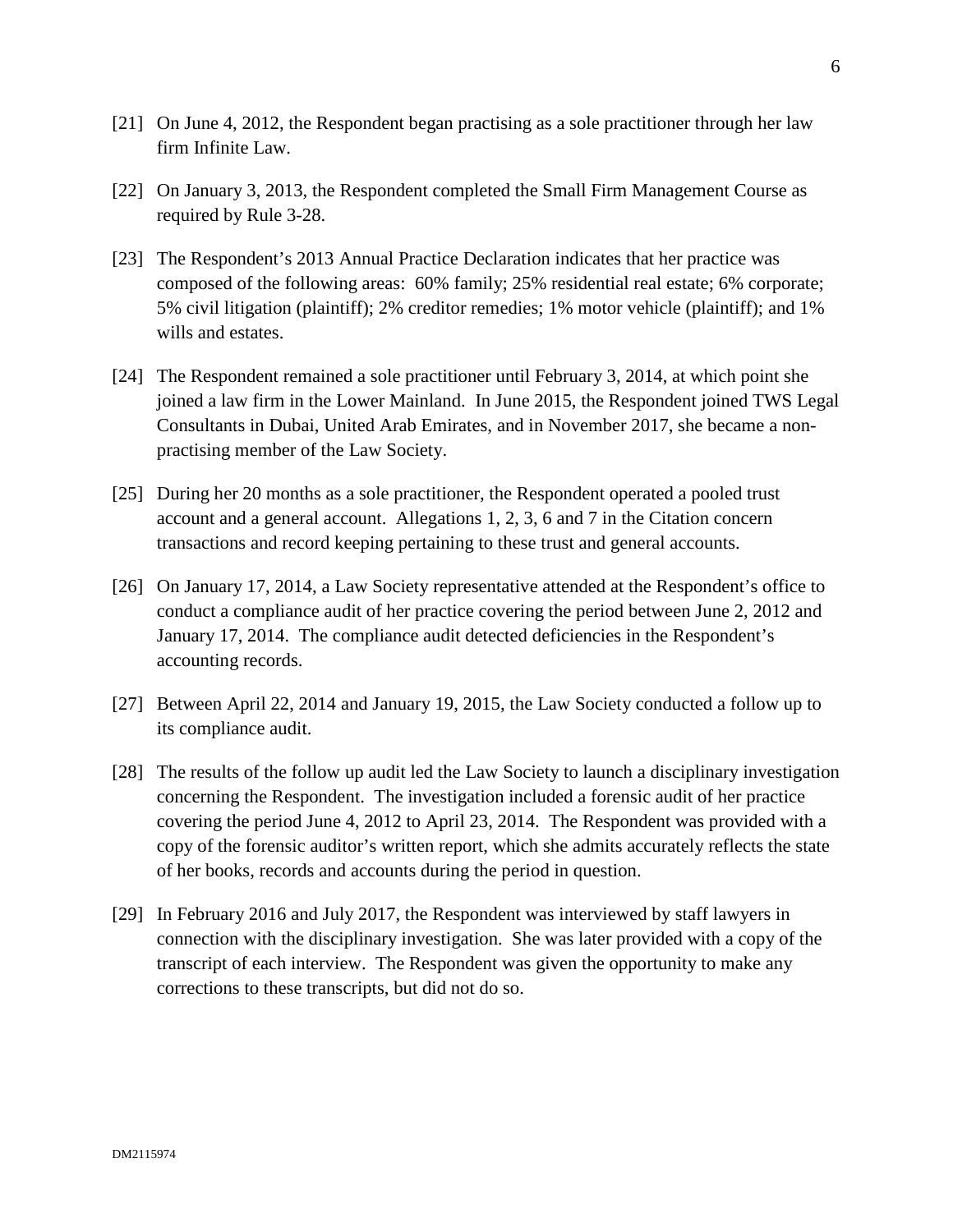[21] On June 4, 2012, the Respondent began practising as a sole practitioner through her law firm Infinite Law.

[22] On January 3, 2013, the Respondent completed the Small Firm Management Course as required by Rule 3-28.

[23] The Respondent's 2013 Annual Practice Declaration indicates that her practice was composed of the following areas: 60% family; 25% residential real estate; 6% corporate; 5% civil litigation (plaintiff); 2% creditor remedies; 1% motor vehicle (plaintiff); and 1% wills and estates.

[24] The Respondent remained a sole practitioner until February 3, 2014, at which point she joined a law firm in the Lower Mainland. In June 2015, the Respondent joined TWS Legal Consultants in Dubai, United Arab Emirates, and in November 2017, she became a non-practising member of the Law Society.

[25] During her 20 months as a sole practitioner, the Respondent operated a pooled trust account and a general account. Allegations 1, 2, 3, 6 and 7 in the Citation concern transactions and record keeping pertaining to these trust and general accounts.

[26] On January 17, 2014, a Law Society representative attended at the Respondent's office to conduct a compliance audit of her practice covering the period between June 2, 2012 and January 17, 2014. The compliance audit detected deficiencies in the Respondent's accounting records.

[27] Between April 22, 2014 and January 19, 2015, the Law Society conducted a follow up to its compliance audit.

[28] The results of the follow up audit led the Law Society to launch a disciplinary investigation concerning the Respondent. The investigation included a forensic audit of her practice covering the period June 4, 2012 to April 23, 2014. The Respondent was provided with a copy of the forensic auditor's written report, which she admits accurately reflects the state of her books, records and accounts during the period in question.

[29] In February 2016 and July 2017, the Respondent was interviewed by staff lawyers in connection with the disciplinary investigation. She was later provided with a copy of the transcript of each interview. The Respondent was given the opportunity to make any corrections to these transcripts, but did not do so.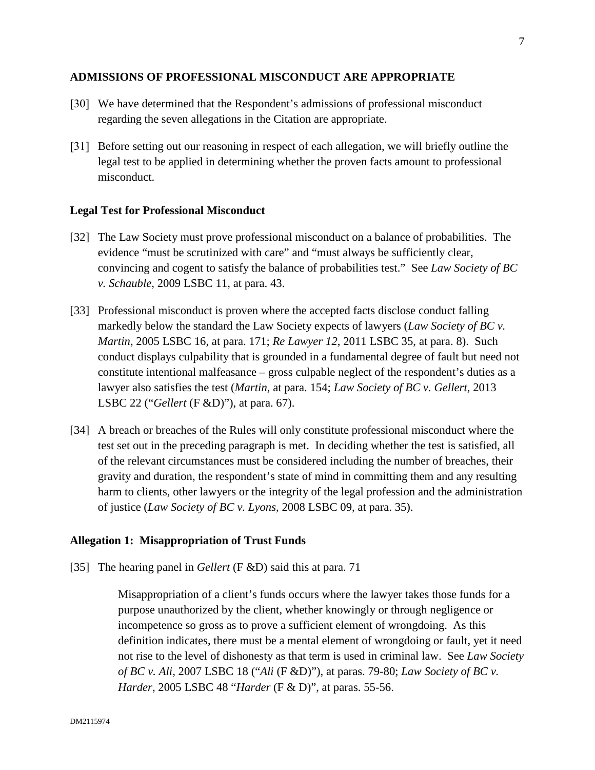## ADMISSIONS OF PROFESSIONAL MISCONDUCT ARE APPROPRIATE

[30] We have determined that the Respondent's admissions of professional misconduct regarding the seven allegations in the Citation are appropriate.

[31] Before setting out our reasoning in respect of each allegation, we will briefly outline the legal test to be applied in determining whether the proven facts amount to professional misconduct.

### Legal Test for Professional Misconduct

[32] The Law Society must prove professional misconduct on a balance of probabilities. The evidence "must be scrutinized with care" and "must always be sufficiently clear, convincing and cogent to satisfy the balance of probabilities test." See *Law Society of BC v. Schauble*, 2009 LSBC 11, at para. 43.

[33] Professional misconduct is proven where the accepted facts disclose conduct falling markedly below the standard the Law Society expects of lawyers (*Law Society of BC v. Martin*, 2005 LSBC 16, at para. 171; *Re Lawyer 12*, 2011 LSBC 35, at para. 8). Such conduct displays culpability that is grounded in a fundamental degree of fault but need not constitute intentional malfeasance – gross culpable neglect of the respondent's duties as a lawyer also satisfies the test (*Martin*, at para. 154; *Law Society of BC v. Gellert*, 2013 LSBC 22 ("*Gellert* (F &D)"), at para. 67).

[34] A breach or breaches of the Rules will only constitute professional misconduct where the test set out in the preceding paragraph is met. In deciding whether the test is satisfied, all of the relevant circumstances must be considered including the number of breaches, their gravity and duration, the respondent's state of mind in committing them and any resulting harm to clients, other lawyers or the integrity of the legal profession and the administration of justice (*Law Society of BC v. Lyons*, 2008 LSBC 09, at para. 35).

### Allegation 1: Misappropriation of Trust Funds

[35] The hearing panel in *Gellert* (F &D) said this at para. 71

> Misappropriation of a client's funds occurs where the lawyer takes those funds for a purpose unauthorized by the client, whether knowingly or through negligence or incompetence so gross as to prove a sufficient element of wrongdoing. As this definition indicates, there must be a mental element of wrongdoing or fault, yet it need not rise to the level of dishonesty as that term is used in criminal law. See *Law Society of BC v. Ali*, 2007 LSBC 18 ("*Ali* (F &D)"), at paras. 79-80; *Law Society of BC v. Harder*, 2005 LSBC 48 "*Harder* (F & D)", at paras. 55-56.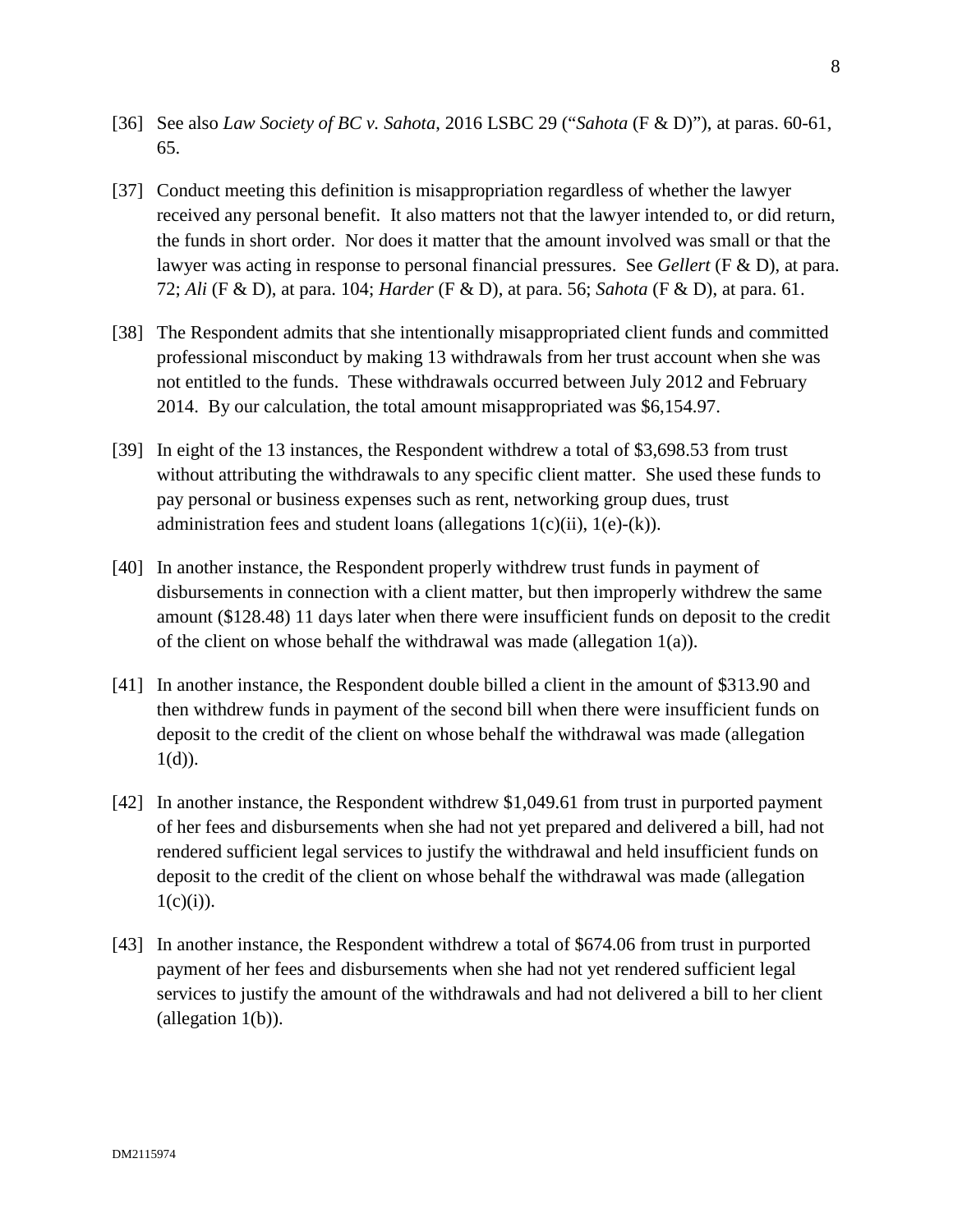[36] See also *Law Society of BC v. Sahota*, 2016 LSBC 29 ("*Sahota* (F & D)"), at paras. 60-61, 65.

[37] Conduct meeting this definition is misappropriation regardless of whether the lawyer received any personal benefit. It also matters not that the lawyer intended to, or did return, the funds in short order. Nor does it matter that the amount involved was small or that the lawyer was acting in response to personal financial pressures. See *Gellert* (F & D), at para. 72; *Ali* (F & D), at para. 104; *Harder* (F & D), at para. 56; *Sahota* (F & D), at para. 61.

[38] The Respondent admits that she intentionally misappropriated client funds and committed professional misconduct by making 13 withdrawals from her trust account when she was not entitled to the funds. These withdrawals occurred between July 2012 and February 2014. By our calculation, the total amount misappropriated was $6,154.97.

[39] In eight of the 13 instances, the Respondent withdrew a total of $3,698.53 from trust without attributing the withdrawals to any specific client matter. She used these funds to pay personal or business expenses such as rent, networking group dues, trust administration fees and student loans (allegations 1(c)(ii), 1(e)-(k)).

[40] In another instance, the Respondent properly withdrew trust funds in payment of disbursements in connection with a client matter, but then improperly withdrew the same amount ($128.48) 11 days later when there were insufficient funds on deposit to the credit of the client on whose behalf the withdrawal was made (allegation 1(a)).

[41] In another instance, the Respondent double billed a client in the amount of $313.90 and then withdrew funds in payment of the second bill when there were insufficient funds on deposit to the credit of the client on whose behalf the withdrawal was made (allegation 1(d)).

[42] In another instance, the Respondent withdrew $1,049.61 from trust in purported payment of her fees and disbursements when she had not yet prepared and delivered a bill, had not rendered sufficient legal services to justify the withdrawal and held insufficient funds on deposit to the credit of the client on whose behalf the withdrawal was made (allegation 1(c)(i)).

[43] In another instance, the Respondent withdrew a total of $674.06 from trust in purported payment of her fees and disbursements when she had not yet rendered sufficient legal services to justify the amount of the withdrawals and had not delivered a bill to her client (allegation 1(b)).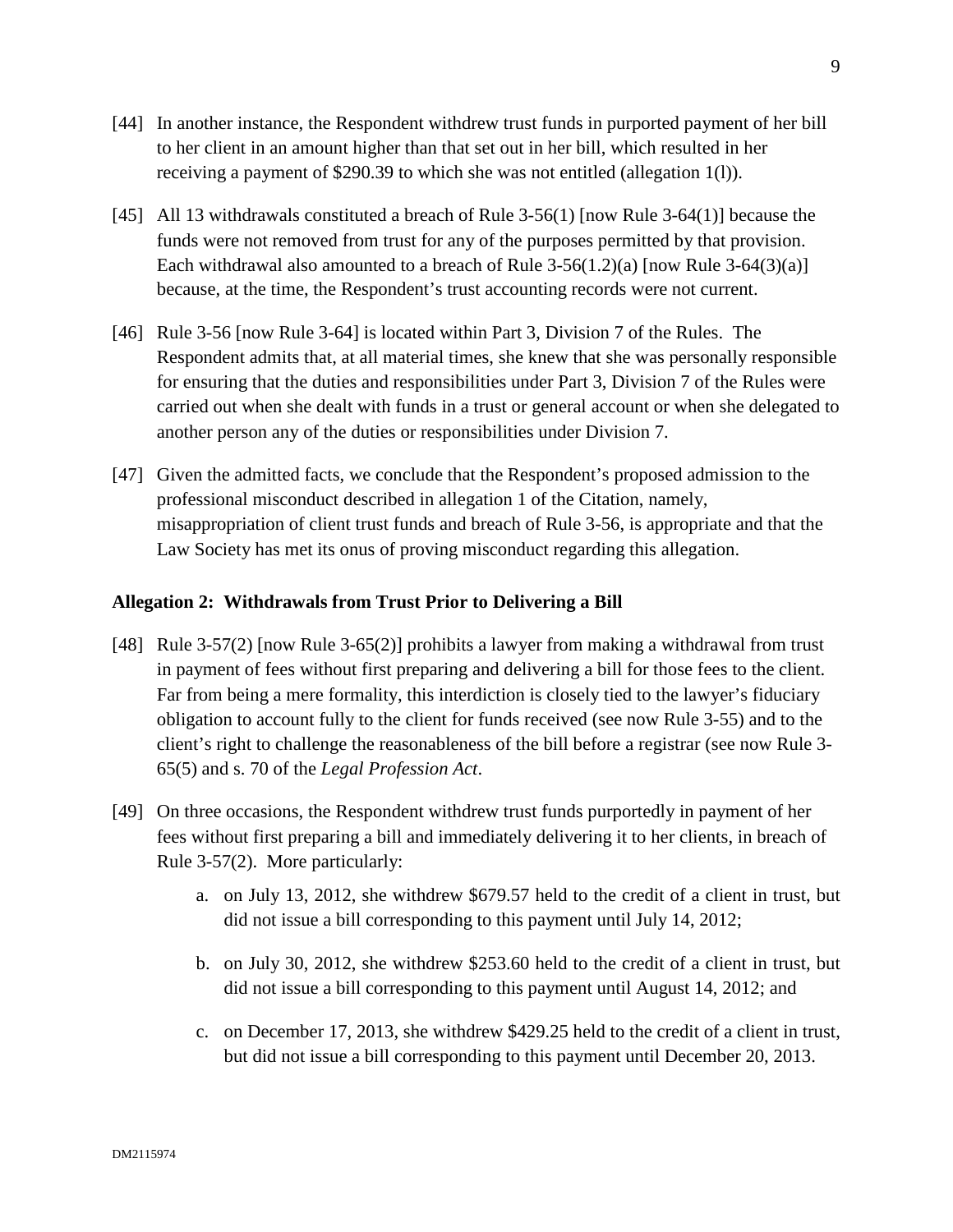[44] In another instance, the Respondent withdrew trust funds in purported payment of her bill to her client in an amount higher than that set out in her bill, which resulted in her receiving a payment of $290.39 to which she was not entitled (allegation 1(l)).

[45] All 13 withdrawals constituted a breach of Rule 3-56(1) [now Rule 3-64(1)] because the funds were not removed from trust for any of the purposes permitted by that provision. Each withdrawal also amounted to a breach of Rule 3-56(1.2)(a) [now Rule 3-64(3)(a)] because, at the time, the Respondent's trust accounting records were not current.

[46] Rule 3-56 [now Rule 3-64] is located within Part 3, Division 7 of the Rules. The Respondent admits that, at all material times, she knew that she was personally responsible for ensuring that the duties and responsibilities under Part 3, Division 7 of the Rules were carried out when she dealt with funds in a trust or general account or when she delegated to another person any of the duties or responsibilities under Division 7.

[47] Given the admitted facts, we conclude that the Respondent's proposed admission to the professional misconduct described in allegation 1 of the Citation, namely, misappropriation of client trust funds and breach of Rule 3-56, is appropriate and that the Law Society has met its onus of proving misconduct regarding this allegation.

**Allegation 2: Withdrawals from Trust Prior to Delivering a Bill**

[48] Rule 3-57(2) [now Rule 3-65(2)] prohibits a lawyer from making a withdrawal from trust in payment of fees without first preparing and delivering a bill for those fees to the client. Far from being a mere formality, this interdiction is closely tied to the lawyer's fiduciary obligation to account fully to the client for funds received (see now Rule 3-55) and to the client's right to challenge the reasonableness of the bill before a registrar (see now Rule 3-65(5) and s. 70 of the *Legal Profession Act*.

[49] On three occasions, the Respondent withdrew trust funds purportedly in payment of her fees without first preparing a bill and immediately delivering it to her clients, in breach of Rule 3-57(2). More particularly:

a. on July 13, 2012, she withdrew $679.57 held to the credit of a client in trust, but did not issue a bill corresponding to this payment until July 14, 2012;

b. on July 30, 2012, she withdrew $253.60 held to the credit of a client in trust, but did not issue a bill corresponding to this payment until August 14, 2012; and

c. on December 17, 2013, she withdrew $429.25 held to the credit of a client in trust, but did not issue a bill corresponding to this payment until December 20, 2013.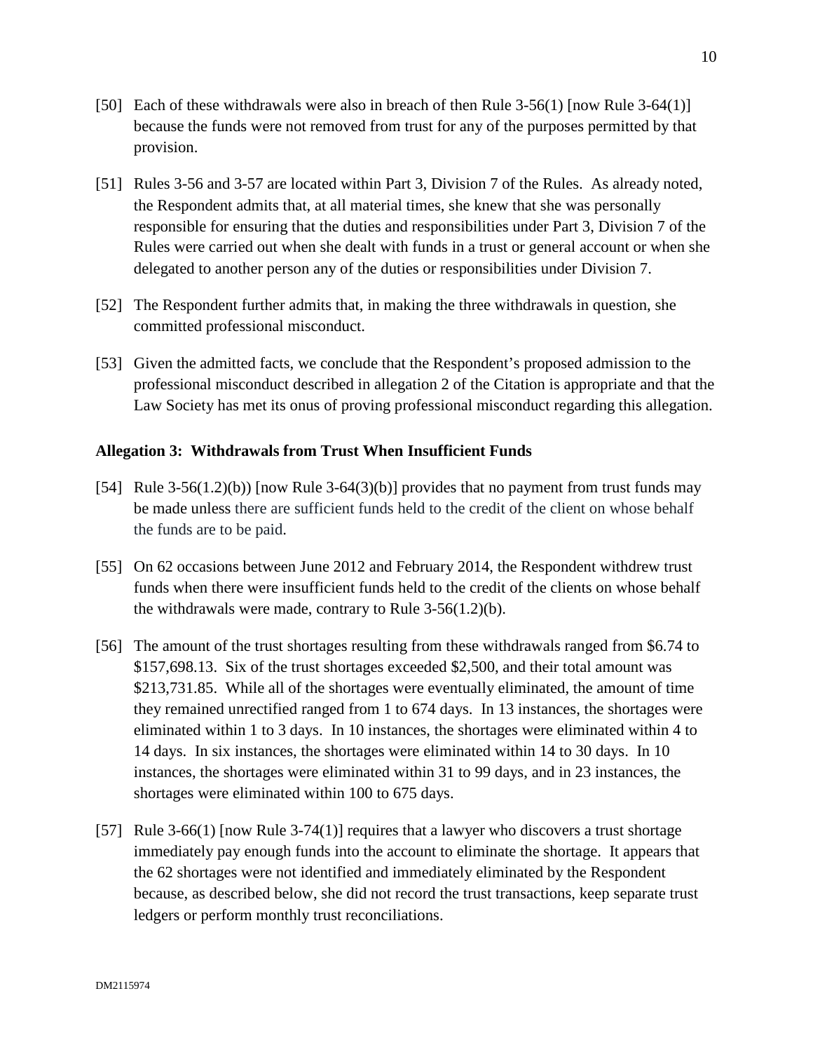[50] Each of these withdrawals were also in breach of then Rule 3-56(1) [now Rule 3-64(1)] because the funds were not removed from trust for any of the purposes permitted by that provision.

[51] Rules 3-56 and 3-57 are located within Part 3, Division 7 of the Rules. As already noted, the Respondent admits that, at all material times, she knew that she was personally responsible for ensuring that the duties and responsibilities under Part 3, Division 7 of the Rules were carried out when she dealt with funds in a trust or general account or when she delegated to another person any of the duties or responsibilities under Division 7.

[52] The Respondent further admits that, in making the three withdrawals in question, she committed professional misconduct.

[53] Given the admitted facts, we conclude that the Respondent's proposed admission to the professional misconduct described in allegation 2 of the Citation is appropriate and that the Law Society has met its onus of proving professional misconduct regarding this allegation.

### Allegation 3: Withdrawals from Trust When Insufficient Funds

[54] Rule 3-56(1.2)(b)) [now Rule 3-64(3)(b)] provides that no payment from trust funds may be made unless there are sufficient funds held to the credit of the client on whose behalf the funds are to be paid.

[55] On 62 occasions between June 2012 and February 2014, the Respondent withdrew trust funds when there were insufficient funds held to the credit of the clients on whose behalf the withdrawals were made, contrary to Rule 3-56(1.2)(b).

[56] The amount of the trust shortages resulting from these withdrawals ranged from $6.74 to $157,698.13. Six of the trust shortages exceeded $2,500, and their total amount was $213,731.85. While all of the shortages were eventually eliminated, the amount of time they remained unrectified ranged from 1 to 674 days. In 13 instances, the shortages were eliminated within 1 to 3 days. In 10 instances, the shortages were eliminated within 4 to 14 days. In six instances, the shortages were eliminated within 14 to 30 days. In 10 instances, the shortages were eliminated within 31 to 99 days, and in 23 instances, the shortages were eliminated within 100 to 675 days.

[57] Rule 3-66(1) [now Rule 3-74(1)] requires that a lawyer who discovers a trust shortage immediately pay enough funds into the account to eliminate the shortage. It appears that the 62 shortages were not identified and immediately eliminated by the Respondent because, as described below, she did not record the trust transactions, keep separate trust ledgers or perform monthly trust reconciliations.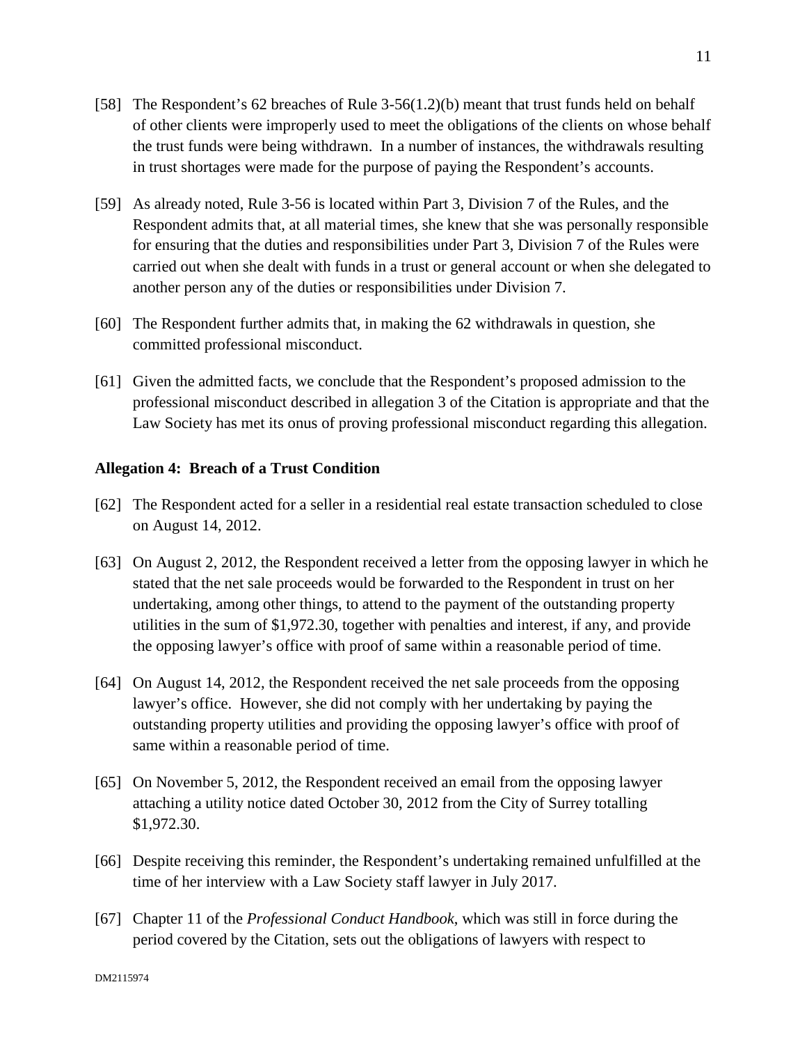[58] The Respondent's 62 breaches of Rule 3-56(1.2)(b) meant that trust funds held on behalf of other clients were improperly used to meet the obligations of the clients on whose behalf the trust funds were being withdrawn. In a number of instances, the withdrawals resulting in trust shortages were made for the purpose of paying the Respondent's accounts.

[59] As already noted, Rule 3-56 is located within Part 3, Division 7 of the Rules, and the Respondent admits that, at all material times, she knew that she was personally responsible for ensuring that the duties and responsibilities under Part 3, Division 7 of the Rules were carried out when she dealt with funds in a trust or general account or when she delegated to another person any of the duties or responsibilities under Division 7.

[60] The Respondent further admits that, in making the 62 withdrawals in question, she committed professional misconduct.

[61] Given the admitted facts, we conclude that the Respondent's proposed admission to the professional misconduct described in allegation 3 of the Citation is appropriate and that the Law Society has met its onus of proving professional misconduct regarding this allegation.

**Allegation 4: Breach of a Trust Condition**

[62] The Respondent acted for a seller in a residential real estate transaction scheduled to close on August 14, 2012.

[63] On August 2, 2012, the Respondent received a letter from the opposing lawyer in which he stated that the net sale proceeds would be forwarded to the Respondent in trust on her undertaking, among other things, to attend to the payment of the outstanding property utilities in the sum of $1,972.30, together with penalties and interest, if any, and provide the opposing lawyer's office with proof of same within a reasonable period of time.

[64] On August 14, 2012, the Respondent received the net sale proceeds from the opposing lawyer's office. However, she did not comply with her undertaking by paying the outstanding property utilities and providing the opposing lawyer's office with proof of same within a reasonable period of time.

[65] On November 5, 2012, the Respondent received an email from the opposing lawyer attaching a utility notice dated October 30, 2012 from the City of Surrey totalling $1,972.30.

[66] Despite receiving this reminder, the Respondent's undertaking remained unfulfilled at the time of her interview with a Law Society staff lawyer in July 2017.

[67] Chapter 11 of the *Professional Conduct Handbook*, which was still in force during the period covered by the Citation, sets out the obligations of lawyers with respect to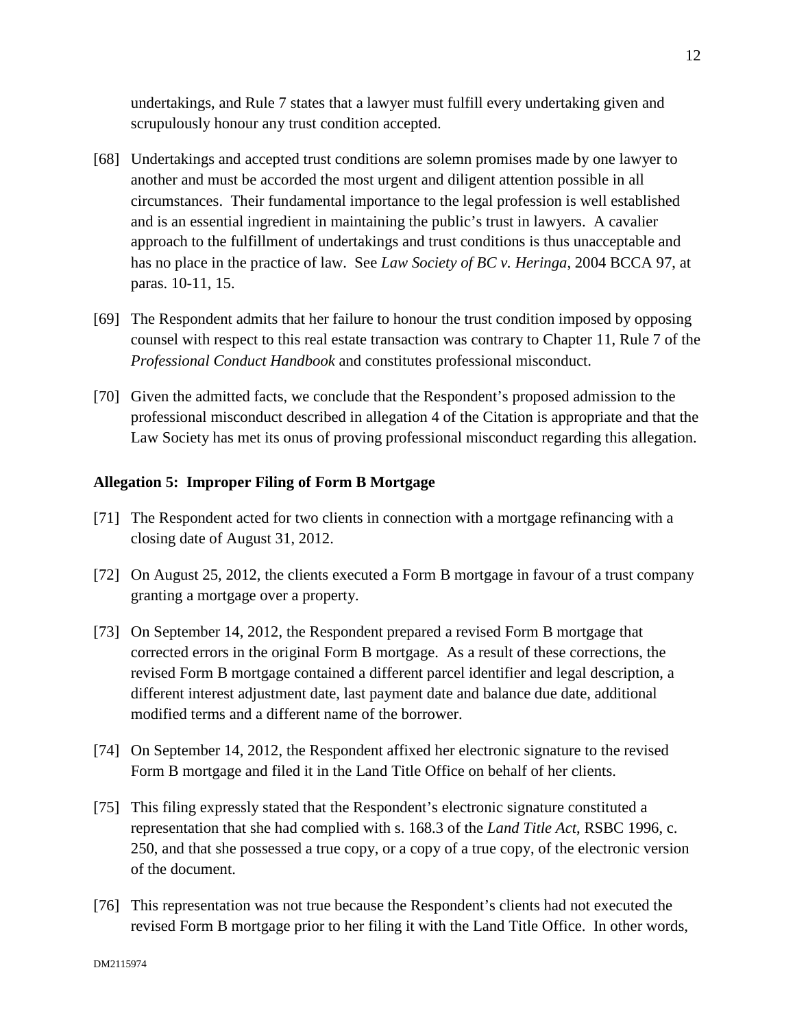undertakings, and Rule 7 states that a lawyer must fulfill every undertaking given and scrupulously honour any trust condition accepted.

[68] Undertakings and accepted trust conditions are solemn promises made by one lawyer to another and must be accorded the most urgent and diligent attention possible in all circumstances. Their fundamental importance to the legal profession is well established and is an essential ingredient in maintaining the public's trust in lawyers. A cavalier approach to the fulfillment of undertakings and trust conditions is thus unacceptable and has no place in the practice of law. See *Law Society of BC v. Heringa*, 2004 BCCA 97, at paras. 10-11, 15.

[69] The Respondent admits that her failure to honour the trust condition imposed by opposing counsel with respect to this real estate transaction was contrary to Chapter 11, Rule 7 of the *Professional Conduct Handbook* and constitutes professional misconduct.

[70] Given the admitted facts, we conclude that the Respondent's proposed admission to the professional misconduct described in allegation 4 of the Citation is appropriate and that the Law Society has met its onus of proving professional misconduct regarding this allegation.

**Allegation 5: Improper Filing of Form B Mortgage**

[71] The Respondent acted for two clients in connection with a mortgage refinancing with a closing date of August 31, 2012.

[72] On August 25, 2012, the clients executed a Form B mortgage in favour of a trust company granting a mortgage over a property.

[73] On September 14, 2012, the Respondent prepared a revised Form B mortgage that corrected errors in the original Form B mortgage. As a result of these corrections, the revised Form B mortgage contained a different parcel identifier and legal description, a different interest adjustment date, last payment date and balance due date, additional modified terms and a different name of the borrower.

[74] On September 14, 2012, the Respondent affixed her electronic signature to the revised Form B mortgage and filed it in the Land Title Office on behalf of her clients.

[75] This filing expressly stated that the Respondent's electronic signature constituted a representation that she had complied with s. 168.3 of the *Land Title Act*, RSBC 1996, c. 250, and that she possessed a true copy, or a copy of a true copy, of the electronic version of the document.

[76] This representation was not true because the Respondent's clients had not executed the revised Form B mortgage prior to her filing it with the Land Title Office. In other words,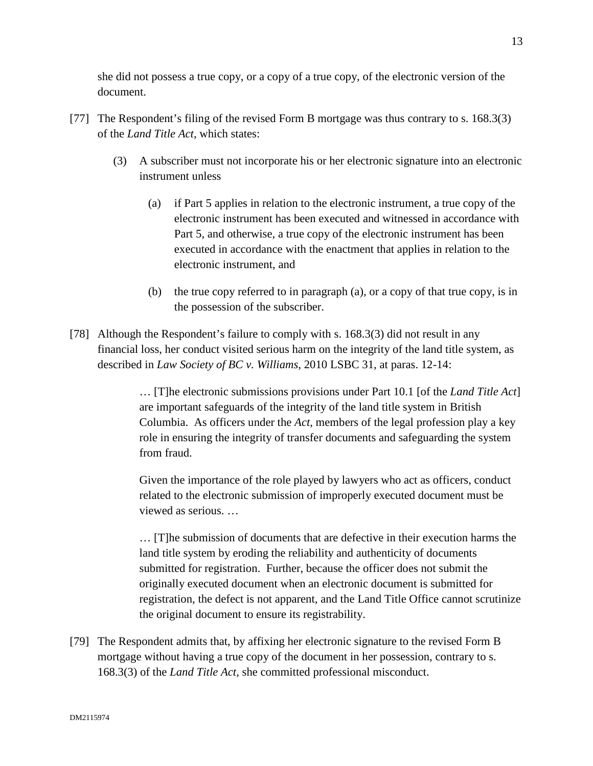she did not possess a true copy, or a copy of a true copy, of the electronic version of the document.

[77] The Respondent's filing of the revised Form B mortgage was thus contrary to s. 168.3(3) of the *Land Title Act*, which states:

> (3) A subscriber must not incorporate his or her electronic signature into an electronic instrument unless
>
> > (a) if Part 5 applies in relation to the electronic instrument, a true copy of the electronic instrument has been executed and witnessed in accordance with Part 5, and otherwise, a true copy of the electronic instrument has been executed in accordance with the enactment that applies in relation to the electronic instrument, and
> >
> > (b) the true copy referred to in paragraph (a), or a copy of that true copy, is in the possession of the subscriber.

[78] Although the Respondent's failure to comply with s. 168.3(3) did not result in any financial loss, her conduct visited serious harm on the integrity of the land title system, as described in *Law Society of BC v. Williams*, 2010 LSBC 31, at paras. 12-14:

> … [T]he electronic submissions provisions under Part 10.1 [of the *Land Title Act*] are important safeguards of the integrity of the land title system in British Columbia. As officers under the *Act*, members of the legal profession play a key role in ensuring the integrity of transfer documents and safeguarding the system from fraud.
>
> Given the importance of the role played by lawyers who act as officers, conduct related to the electronic submission of improperly executed document must be viewed as serious. …
>
> … [T]he submission of documents that are defective in their execution harms the land title system by eroding the reliability and authenticity of documents submitted for registration. Further, because the officer does not submit the originally executed document when an electronic document is submitted for registration, the defect is not apparent, and the Land Title Office cannot scrutinize the original document to ensure its registrability.

[79] The Respondent admits that, by affixing her electronic signature to the revised Form B mortgage without having a true copy of the document in her possession, contrary to s. 168.3(3) of the *Land Title Act*, she committed professional misconduct.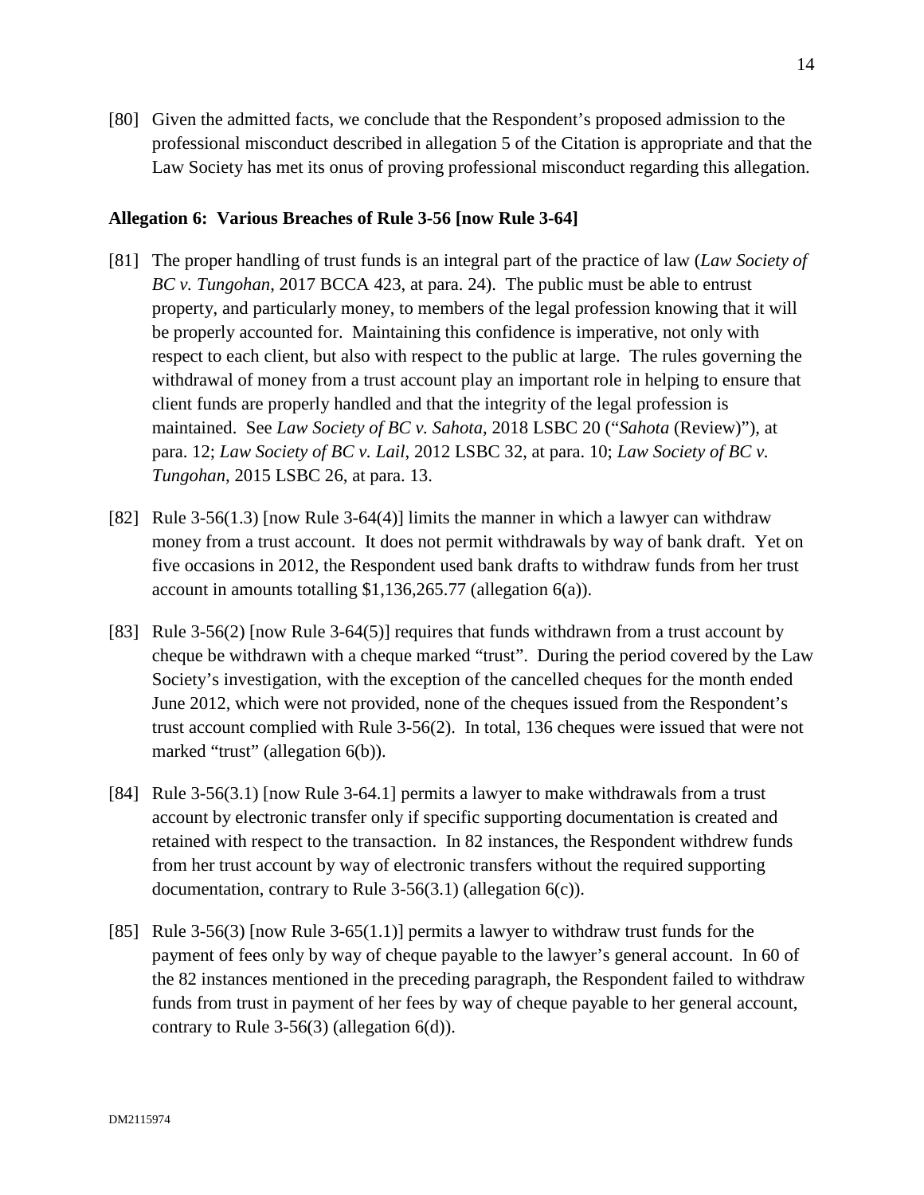[80] Given the admitted facts, we conclude that the Respondent's proposed admission to the professional misconduct described in allegation 5 of the Citation is appropriate and that the Law Society has met its onus of proving professional misconduct regarding this allegation.

**Allegation 6: Various Breaches of Rule 3-56 [now Rule 3-64]**

[81] The proper handling of trust funds is an integral part of the practice of law (*Law Society of BC v. Tungohan*, 2017 BCCA 423, at para. 24). The public must be able to entrust property, and particularly money, to members of the legal profession knowing that it will be properly accounted for. Maintaining this confidence is imperative, not only with respect to each client, but also with respect to the public at large. The rules governing the withdrawal of money from a trust account play an important role in helping to ensure that client funds are properly handled and that the integrity of the legal profession is maintained. See *Law Society of BC v. Sahota*, 2018 LSBC 20 ("*Sahota* (Review)"), at para. 12; *Law Society of BC v. Lail*, 2012 LSBC 32, at para. 10; *Law Society of BC v. Tungohan*, 2015 LSBC 26, at para. 13.

[82] Rule 3-56(1.3) [now Rule 3-64(4)] limits the manner in which a lawyer can withdraw money from a trust account. It does not permit withdrawals by way of bank draft. Yet on five occasions in 2012, the Respondent used bank drafts to withdraw funds from her trust account in amounts totalling $1,136,265.77 (allegation 6(a)).

[83] Rule 3-56(2) [now Rule 3-64(5)] requires that funds withdrawn from a trust account by cheque be withdrawn with a cheque marked "trust". During the period covered by the Law Society's investigation, with the exception of the cancelled cheques for the month ended June 2012, which were not provided, none of the cheques issued from the Respondent's trust account complied with Rule 3-56(2). In total, 136 cheques were issued that were not marked "trust" (allegation 6(b)).

[84] Rule 3-56(3.1) [now Rule 3-64.1] permits a lawyer to make withdrawals from a trust account by electronic transfer only if specific supporting documentation is created and retained with respect to the transaction. In 82 instances, the Respondent withdrew funds from her trust account by way of electronic transfers without the required supporting documentation, contrary to Rule 3-56(3.1) (allegation 6(c)).

[85] Rule 3-56(3) [now Rule 3-65(1.1)] permits a lawyer to withdraw trust funds for the payment of fees only by way of cheque payable to the lawyer's general account. In 60 of the 82 instances mentioned in the preceding paragraph, the Respondent failed to withdraw funds from trust in payment of her fees by way of cheque payable to her general account, contrary to Rule 3-56(3) (allegation 6(d)).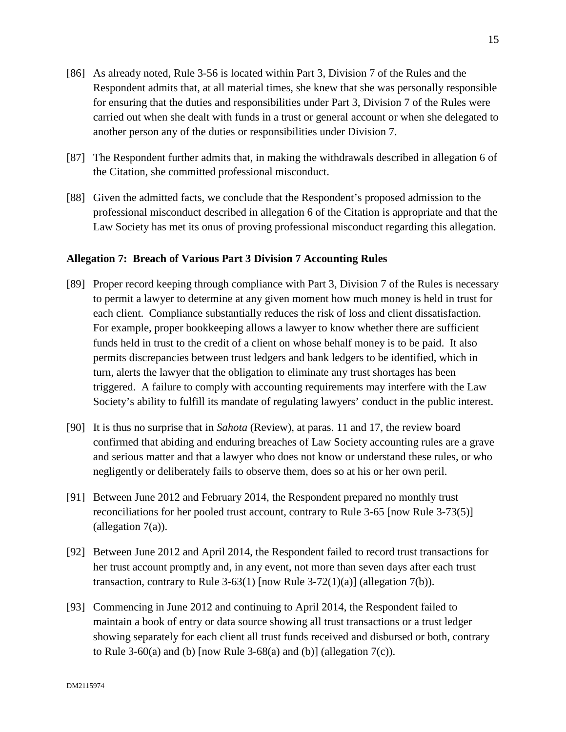[86] As already noted, Rule 3-56 is located within Part 3, Division 7 of the Rules and the Respondent admits that, at all material times, she knew that she was personally responsible for ensuring that the duties and responsibilities under Part 3, Division 7 of the Rules were carried out when she dealt with funds in a trust or general account or when she delegated to another person any of the duties or responsibilities under Division 7.

[87] The Respondent further admits that, in making the withdrawals described in allegation 6 of the Citation, she committed professional misconduct.

[88] Given the admitted facts, we conclude that the Respondent's proposed admission to the professional misconduct described in allegation 6 of the Citation is appropriate and that the Law Society has met its onus of proving professional misconduct regarding this allegation.

**Allegation 7: Breach of Various Part 3 Division 7 Accounting Rules**

[89] Proper record keeping through compliance with Part 3, Division 7 of the Rules is necessary to permit a lawyer to determine at any given moment how much money is held in trust for each client. Compliance substantially reduces the risk of loss and client dissatisfaction. For example, proper bookkeeping allows a lawyer to know whether there are sufficient funds held in trust to the credit of a client on whose behalf money is to be paid. It also permits discrepancies between trust ledgers and bank ledgers to be identified, which in turn, alerts the lawyer that the obligation to eliminate any trust shortages has been triggered. A failure to comply with accounting requirements may interfere with the Law Society's ability to fulfill its mandate of regulating lawyers' conduct in the public interest.

[90] It is thus no surprise that in *Sahota* (Review), at paras. 11 and 17, the review board confirmed that abiding and enduring breaches of Law Society accounting rules are a grave and serious matter and that a lawyer who does not know or understand these rules, or who negligently or deliberately fails to observe them, does so at his or her own peril.

[91] Between June 2012 and February 2014, the Respondent prepared no monthly trust reconciliations for her pooled trust account, contrary to Rule 3-65 [now Rule 3-73(5)] (allegation 7(a)).

[92] Between June 2012 and April 2014, the Respondent failed to record trust transactions for her trust account promptly and, in any event, not more than seven days after each trust transaction, contrary to Rule 3-63(1) [now Rule 3-72(1)(a)] (allegation 7(b)).

[93] Commencing in June 2012 and continuing to April 2014, the Respondent failed to maintain a book of entry or data source showing all trust transactions or a trust ledger showing separately for each client all trust funds received and disbursed or both, contrary to Rule 3-60(a) and (b) [now Rule 3-68(a) and (b)] (allegation 7(c)).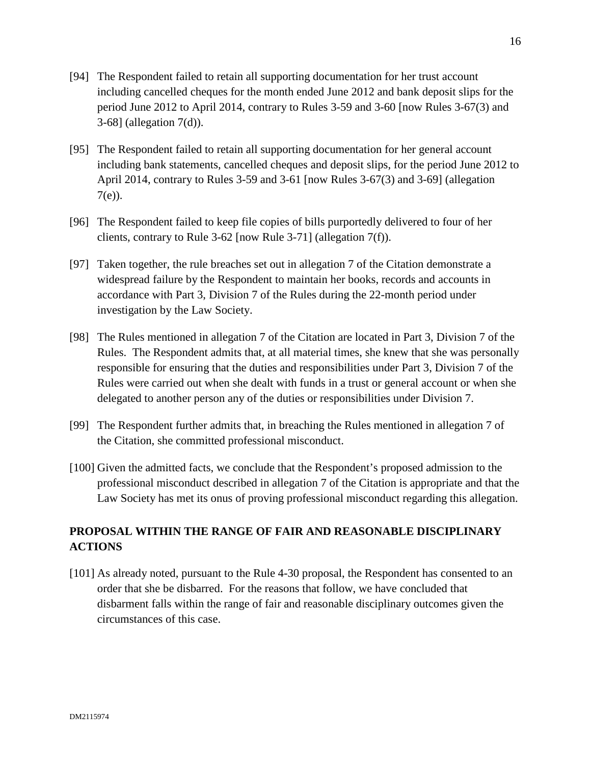[94] The Respondent failed to retain all supporting documentation for her trust account including cancelled cheques for the month ended June 2012 and bank deposit slips for the period June 2012 to April 2014, contrary to Rules 3-59 and 3-60 [now Rules 3-67(3) and 3-68] (allegation 7(d)).

[95] The Respondent failed to retain all supporting documentation for her general account including bank statements, cancelled cheques and deposit slips, for the period June 2012 to April 2014, contrary to Rules 3-59 and 3-61 [now Rules 3-67(3) and 3-69] (allegation 7(e)).

[96] The Respondent failed to keep file copies of bills purportedly delivered to four of her clients, contrary to Rule 3-62 [now Rule 3-71] (allegation 7(f)).

[97] Taken together, the rule breaches set out in allegation 7 of the Citation demonstrate a widespread failure by the Respondent to maintain her books, records and accounts in accordance with Part 3, Division 7 of the Rules during the 22-month period under investigation by the Law Society.

[98] The Rules mentioned in allegation 7 of the Citation are located in Part 3, Division 7 of the Rules. The Respondent admits that, at all material times, she knew that she was personally responsible for ensuring that the duties and responsibilities under Part 3, Division 7 of the Rules were carried out when she dealt with funds in a trust or general account or when she delegated to another person any of the duties or responsibilities under Division 7.

[99] The Respondent further admits that, in breaching the Rules mentioned in allegation 7 of the Citation, she committed professional misconduct.

[100] Given the admitted facts, we conclude that the Respondent's proposed admission to the professional misconduct described in allegation 7 of the Citation is appropriate and that the Law Society has met its onus of proving professional misconduct regarding this allegation.

## PROPOSAL WITHIN THE RANGE OF FAIR AND REASONABLE DISCIPLINARY ACTIONS

[101] As already noted, pursuant to the Rule 4-30 proposal, the Respondent has consented to an order that she be disbarred. For the reasons that follow, we have concluded that disbarment falls within the range of fair and reasonable disciplinary outcomes given the circumstances of this case.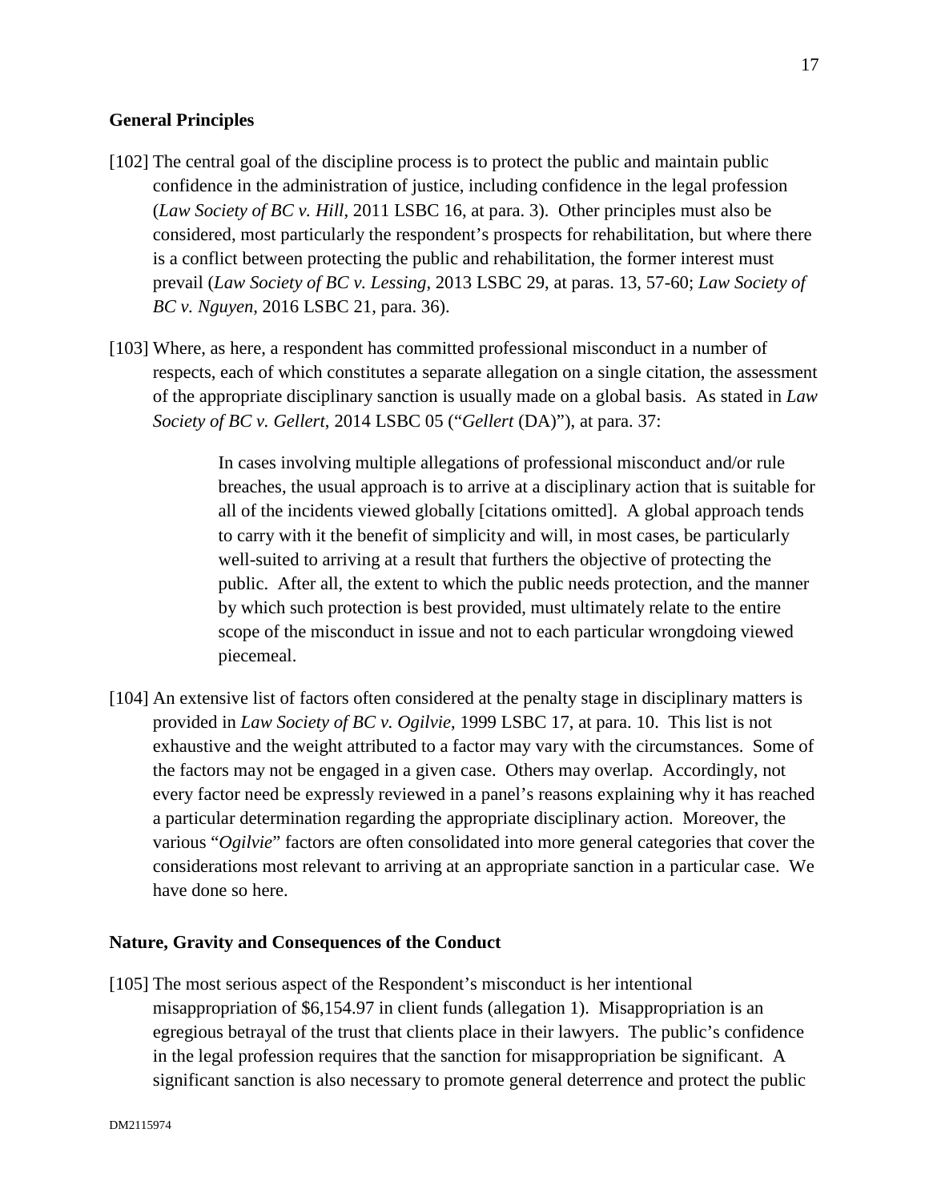### General Principles

[102] The central goal of the discipline process is to protect the public and maintain public confidence in the administration of justice, including confidence in the legal profession (*Law Society of BC v. Hill*, 2011 LSBC 16, at para. 3). Other principles must also be considered, most particularly the respondent's prospects for rehabilitation, but where there is a conflict between protecting the public and rehabilitation, the former interest must prevail (*Law Society of BC v. Lessing*, 2013 LSBC 29, at paras. 13, 57-60; *Law Society of BC v. Nguyen*, 2016 LSBC 21, para. 36).

[103] Where, as here, a respondent has committed professional misconduct in a number of respects, each of which constitutes a separate allegation on a single citation, the assessment of the appropriate disciplinary sanction is usually made on a global basis. As stated in *Law Society of BC v. Gellert*, 2014 LSBC 05 ("*Gellert* (DA)"), at para. 37:

> In cases involving multiple allegations of professional misconduct and/or rule breaches, the usual approach is to arrive at a disciplinary action that is suitable for all of the incidents viewed globally [citations omitted]. A global approach tends to carry with it the benefit of simplicity and will, in most cases, be particularly well-suited to arriving at a result that furthers the objective of protecting the public. After all, the extent to which the public needs protection, and the manner by which such protection is best provided, must ultimately relate to the entire scope of the misconduct in issue and not to each particular wrongdoing viewed piecemeal.

[104] An extensive list of factors often considered at the penalty stage in disciplinary matters is provided in *Law Society of BC v. Ogilvie*, 1999 LSBC 17, at para. 10. This list is not exhaustive and the weight attributed to a factor may vary with the circumstances. Some of the factors may not be engaged in a given case. Others may overlap. Accordingly, not every factor need be expressly reviewed in a panel's reasons explaining why it has reached a particular determination regarding the appropriate disciplinary action. Moreover, the various "*Ogilvie*" factors are often consolidated into more general categories that cover the considerations most relevant to arriving at an appropriate sanction in a particular case. We have done so here.

### Nature, Gravity and Consequences of the Conduct

[105] The most serious aspect of the Respondent's misconduct is her intentional misappropriation of $6,154.97 in client funds (allegation 1). Misappropriation is an egregious betrayal of the trust that clients place in their lawyers. The public's confidence in the legal profession requires that the sanction for misappropriation be significant. A significant sanction is also necessary to promote general deterrence and protect the public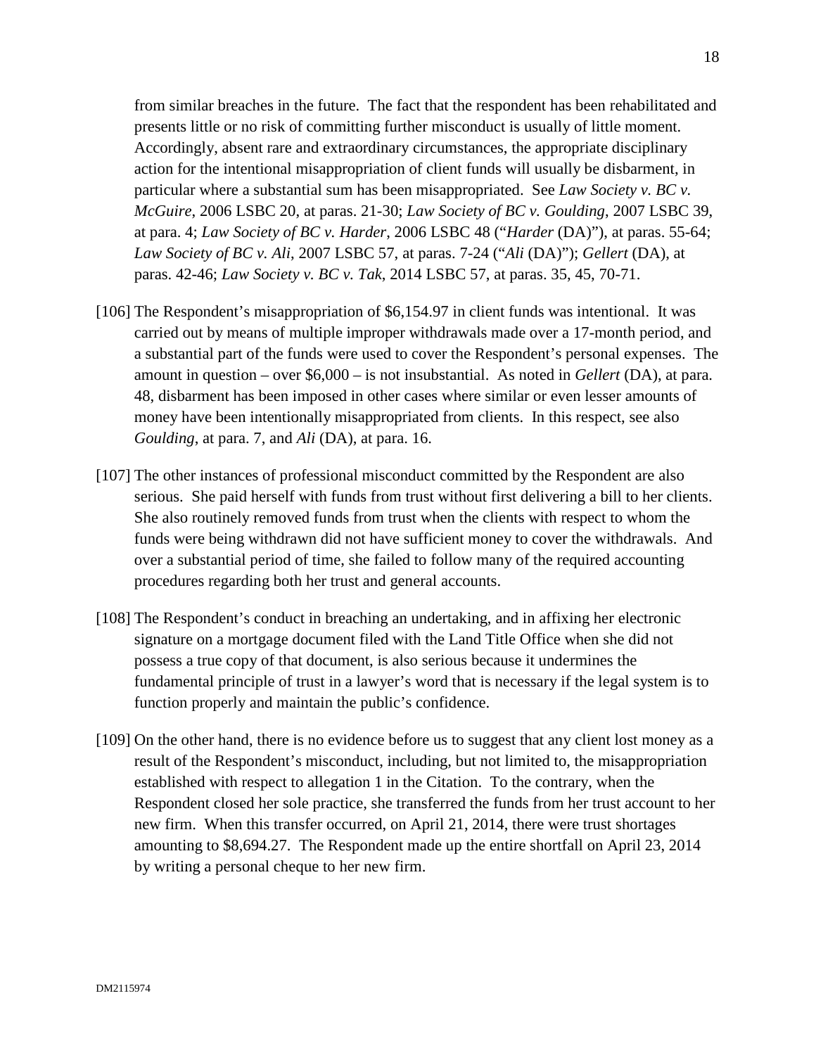from similar breaches in the future. The fact that the respondent has been rehabilitated and presents little or no risk of committing further misconduct is usually of little moment. Accordingly, absent rare and extraordinary circumstances, the appropriate disciplinary action for the intentional misappropriation of client funds will usually be disbarment, in particular where a substantial sum has been misappropriated. See *Law Society v. BC v. McGuire*, 2006 LSBC 20, at paras. 21-30; *Law Society of BC v. Goulding*, 2007 LSBC 39, at para. 4; *Law Society of BC v. Harder*, 2006 LSBC 48 ("*Harder* (DA)"), at paras. 55-64; *Law Society of BC v. Ali*, 2007 LSBC 57, at paras. 7-24 ("*Ali* (DA)"); *Gellert* (DA), at paras. 42-46; *Law Society v. BC v. Tak*, 2014 LSBC 57, at paras. 35, 45, 70-71.

[106] The Respondent's misappropriation of $6,154.97 in client funds was intentional. It was carried out by means of multiple improper withdrawals made over a 17-month period, and a substantial part of the funds were used to cover the Respondent's personal expenses. The amount in question – over $6,000 – is not insubstantial. As noted in *Gellert* (DA), at para. 48, disbarment has been imposed in other cases where similar or even lesser amounts of money have been intentionally misappropriated from clients. In this respect, see also *Goulding*, at para. 7, and *Ali* (DA), at para. 16.

[107] The other instances of professional misconduct committed by the Respondent are also serious. She paid herself with funds from trust without first delivering a bill to her clients. She also routinely removed funds from trust when the clients with respect to whom the funds were being withdrawn did not have sufficient money to cover the withdrawals. And over a substantial period of time, she failed to follow many of the required accounting procedures regarding both her trust and general accounts.

[108] The Respondent's conduct in breaching an undertaking, and in affixing her electronic signature on a mortgage document filed with the Land Title Office when she did not possess a true copy of that document, is also serious because it undermines the fundamental principle of trust in a lawyer's word that is necessary if the legal system is to function properly and maintain the public's confidence.

[109] On the other hand, there is no evidence before us to suggest that any client lost money as a result of the Respondent's misconduct, including, but not limited to, the misappropriation established with respect to allegation 1 in the Citation. To the contrary, when the Respondent closed her sole practice, she transferred the funds from her trust account to her new firm. When this transfer occurred, on April 21, 2014, there were trust shortages amounting to $8,694.27. The Respondent made up the entire shortfall on April 23, 2014 by writing a personal cheque to her new firm.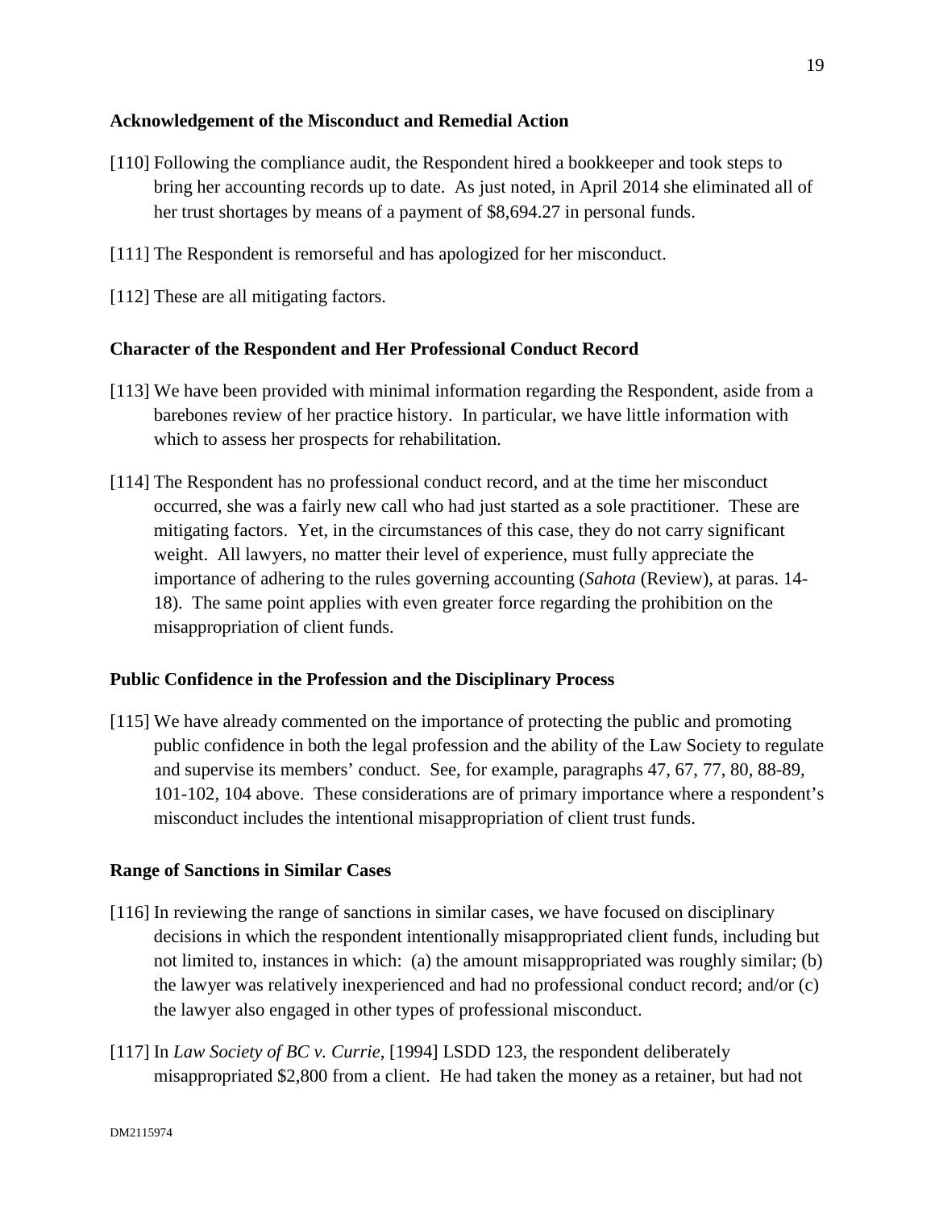### Acknowledgement of the Misconduct and Remedial Action

[110] Following the compliance audit, the Respondent hired a bookkeeper and took steps to bring her accounting records up to date. As just noted, in April 2014 she eliminated all of her trust shortages by means of a payment of $8,694.27 in personal funds.

[111] The Respondent is remorseful and has apologized for her misconduct.

[112] These are all mitigating factors.

### Character of the Respondent and Her Professional Conduct Record

[113] We have been provided with minimal information regarding the Respondent, aside from a barebones review of her practice history. In particular, we have little information with which to assess her prospects for rehabilitation.

[114] The Respondent has no professional conduct record, and at the time her misconduct occurred, she was a fairly new call who had just started as a sole practitioner. These are mitigating factors. Yet, in the circumstances of this case, they do not carry significant weight. All lawyers, no matter their level of experience, must fully appreciate the importance of adhering to the rules governing accounting (*Sahota* (Review), at paras. 14-18). The same point applies with even greater force regarding the prohibition on the misappropriation of client funds.

### Public Confidence in the Profession and the Disciplinary Process

[115] We have already commented on the importance of protecting the public and promoting public confidence in both the legal profession and the ability of the Law Society to regulate and supervise its members' conduct. See, for example, paragraphs 47, 67, 77, 80, 88-89, 101-102, 104 above. These considerations are of primary importance where a respondent's misconduct includes the intentional misappropriation of client trust funds.

### Range of Sanctions in Similar Cases

[116] In reviewing the range of sanctions in similar cases, we have focused on disciplinary decisions in which the respondent intentionally misappropriated client funds, including but not limited to, instances in which: (a) the amount misappropriated was roughly similar; (b) the lawyer was relatively inexperienced and had no professional conduct record; and/or (c) the lawyer also engaged in other types of professional misconduct.

[117] In *Law Society of BC v. Currie*, [1994] LSDD 123, the respondent deliberately misappropriated $2,800 from a client. He had taken the money as a retainer, but had not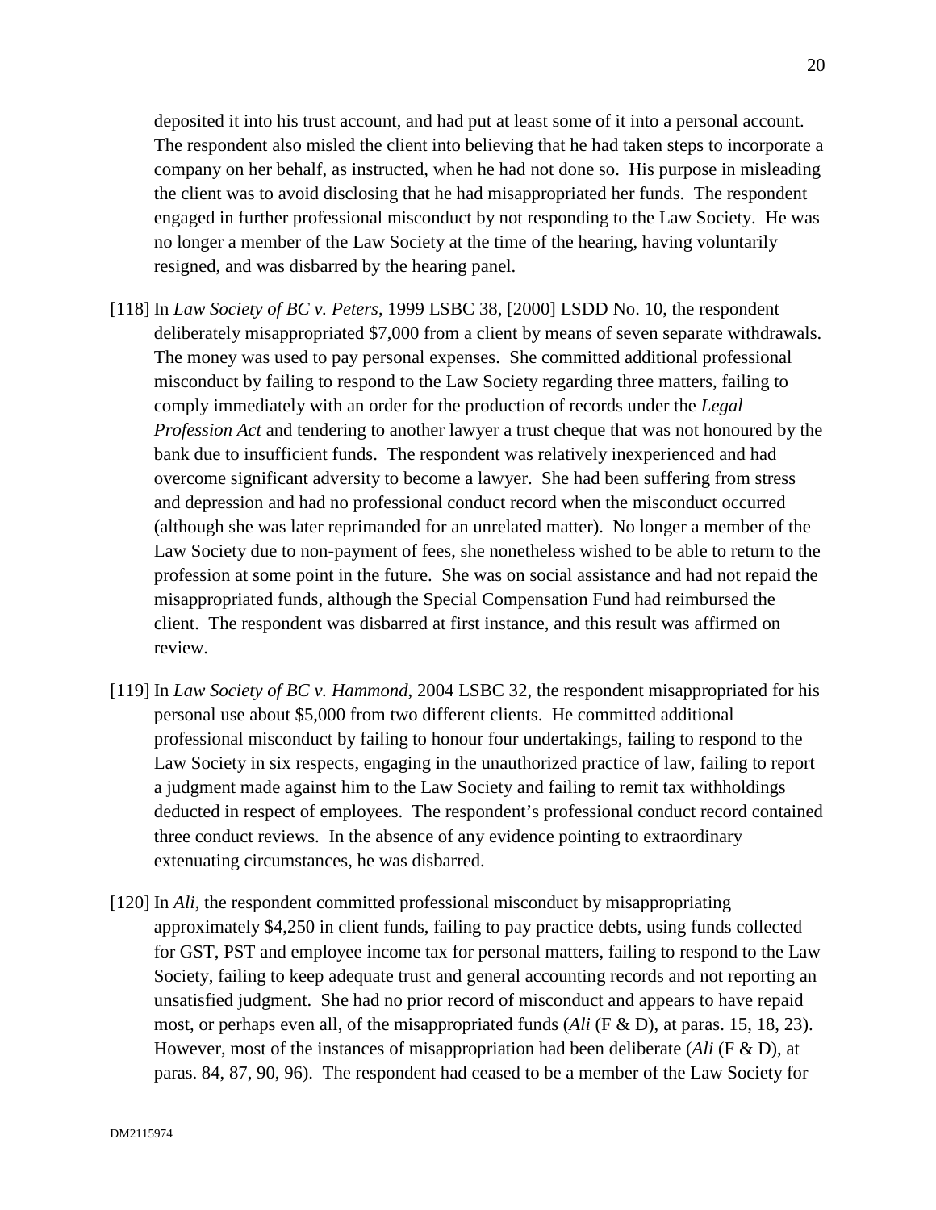deposited it into his trust account, and had put at least some of it into a personal account. The respondent also misled the client into believing that he had taken steps to incorporate a company on her behalf, as instructed, when he had not done so. His purpose in misleading the client was to avoid disclosing that he had misappropriated her funds. The respondent engaged in further professional misconduct by not responding to the Law Society. He was no longer a member of the Law Society at the time of the hearing, having voluntarily resigned, and was disbarred by the hearing panel.

[118] In *Law Society of BC v. Peters*, 1999 LSBC 38, [2000] LSDD No. 10, the respondent deliberately misappropriated $7,000 from a client by means of seven separate withdrawals. The money was used to pay personal expenses. She committed additional professional misconduct by failing to respond to the Law Society regarding three matters, failing to comply immediately with an order for the production of records under the *Legal Profession Act* and tendering to another lawyer a trust cheque that was not honoured by the bank due to insufficient funds. The respondent was relatively inexperienced and had overcome significant adversity to become a lawyer. She had been suffering from stress and depression and had no professional conduct record when the misconduct occurred (although she was later reprimanded for an unrelated matter). No longer a member of the Law Society due to non-payment of fees, she nonetheless wished to be able to return to the profession at some point in the future. She was on social assistance and had not repaid the misappropriated funds, although the Special Compensation Fund had reimbursed the client. The respondent was disbarred at first instance, and this result was affirmed on review.

[119] In *Law Society of BC v. Hammond*, 2004 LSBC 32, the respondent misappropriated for his personal use about $5,000 from two different clients. He committed additional professional misconduct by failing to honour four undertakings, failing to respond to the Law Society in six respects, engaging in the unauthorized practice of law, failing to report a judgment made against him to the Law Society and failing to remit tax withholdings deducted in respect of employees. The respondent's professional conduct record contained three conduct reviews. In the absence of any evidence pointing to extraordinary extenuating circumstances, he was disbarred.

[120] In *Ali*, the respondent committed professional misconduct by misappropriating approximately $4,250 in client funds, failing to pay practice debts, using funds collected for GST, PST and employee income tax for personal matters, failing to respond to the Law Society, failing to keep adequate trust and general accounting records and not reporting an unsatisfied judgment. She had no prior record of misconduct and appears to have repaid most, or perhaps even all, of the misappropriated funds (*Ali* (F & D), at paras. 15, 18, 23). However, most of the instances of misappropriation had been deliberate (*Ali* (F & D), at paras. 84, 87, 90, 96). The respondent had ceased to be a member of the Law Society for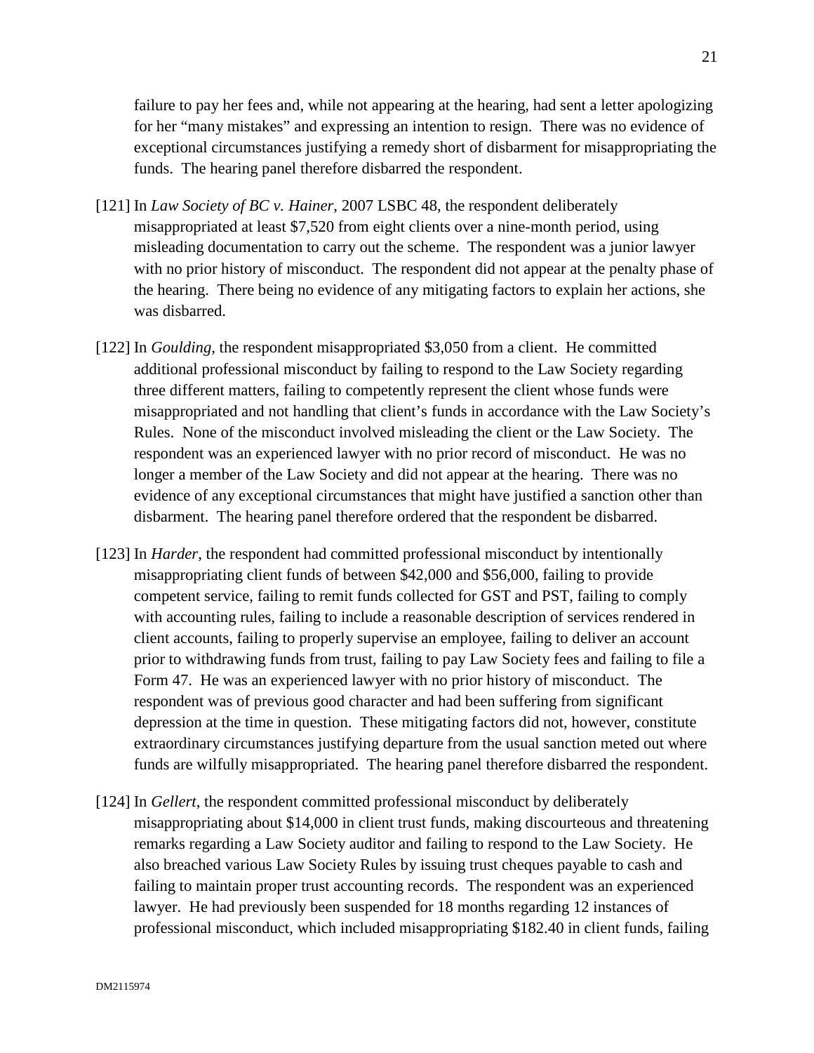failure to pay her fees and, while not appearing at the hearing, had sent a letter apologizing for her "many mistakes" and expressing an intention to resign. There was no evidence of exceptional circumstances justifying a remedy short of disbarment for misappropriating the funds. The hearing panel therefore disbarred the respondent.

[121] In *Law Society of BC v. Hainer*, 2007 LSBC 48, the respondent deliberately misappropriated at least $7,520 from eight clients over a nine-month period, using misleading documentation to carry out the scheme. The respondent was a junior lawyer with no prior history of misconduct. The respondent did not appear at the penalty phase of the hearing. There being no evidence of any mitigating factors to explain her actions, she was disbarred.

[122] In *Goulding*, the respondent misappropriated $3,050 from a client. He committed additional professional misconduct by failing to respond to the Law Society regarding three different matters, failing to competently represent the client whose funds were misappropriated and not handling that client's funds in accordance with the Law Society's Rules. None of the misconduct involved misleading the client or the Law Society. The respondent was an experienced lawyer with no prior record of misconduct. He was no longer a member of the Law Society and did not appear at the hearing. There was no evidence of any exceptional circumstances that might have justified a sanction other than disbarment. The hearing panel therefore ordered that the respondent be disbarred.

[123] In *Harder*, the respondent had committed professional misconduct by intentionally misappropriating client funds of between $42,000 and $56,000, failing to provide competent service, failing to remit funds collected for GST and PST, failing to comply with accounting rules, failing to include a reasonable description of services rendered in client accounts, failing to properly supervise an employee, failing to deliver an account prior to withdrawing funds from trust, failing to pay Law Society fees and failing to file a Form 47. He was an experienced lawyer with no prior history of misconduct. The respondent was of previous good character and had been suffering from significant depression at the time in question. These mitigating factors did not, however, constitute extraordinary circumstances justifying departure from the usual sanction meted out where funds are wilfully misappropriated. The hearing panel therefore disbarred the respondent.

[124] In *Gellert*, the respondent committed professional misconduct by deliberately misappropriating about $14,000 in client trust funds, making discourteous and threatening remarks regarding a Law Society auditor and failing to respond to the Law Society. He also breached various Law Society Rules by issuing trust cheques payable to cash and failing to maintain proper trust accounting records. The respondent was an experienced lawyer. He had previously been suspended for 18 months regarding 12 instances of professional misconduct, which included misappropriating $182.40 in client funds, failing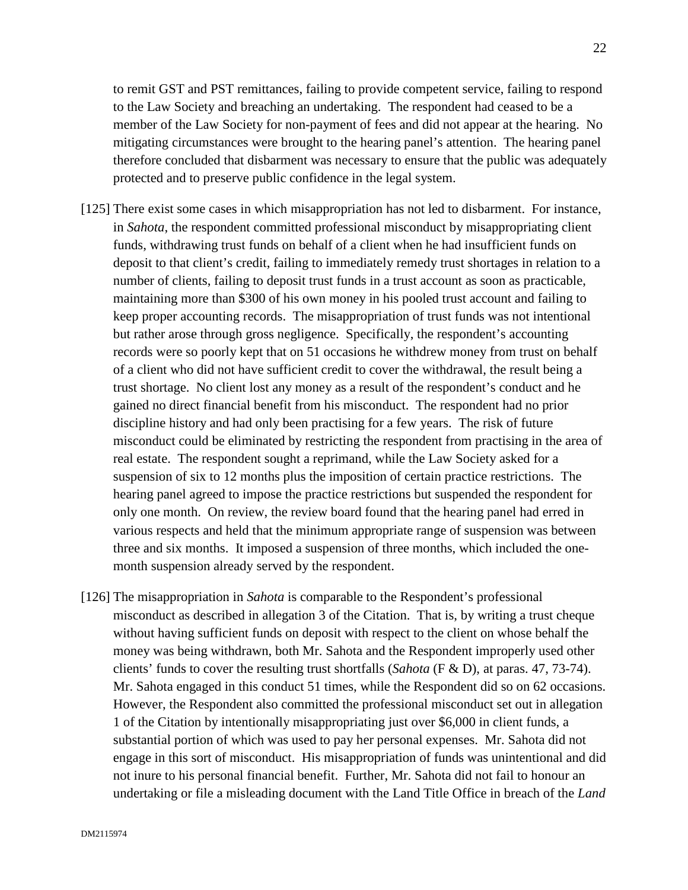to remit GST and PST remittances, failing to provide competent service, failing to respond to the Law Society and breaching an undertaking. The respondent had ceased to be a member of the Law Society for non-payment of fees and did not appear at the hearing. No mitigating circumstances were brought to the hearing panel's attention. The hearing panel therefore concluded that disbarment was necessary to ensure that the public was adequately protected and to preserve public confidence in the legal system.

[125] There exist some cases in which misappropriation has not led to disbarment. For instance, in *Sahota*, the respondent committed professional misconduct by misappropriating client funds, withdrawing trust funds on behalf of a client when he had insufficient funds on deposit to that client's credit, failing to immediately remedy trust shortages in relation to a number of clients, failing to deposit trust funds in a trust account as soon as practicable, maintaining more than $300 of his own money in his pooled trust account and failing to keep proper accounting records. The misappropriation of trust funds was not intentional but rather arose through gross negligence. Specifically, the respondent's accounting records were so poorly kept that on 51 occasions he withdrew money from trust on behalf of a client who did not have sufficient credit to cover the withdrawal, the result being a trust shortage. No client lost any money as a result of the respondent's conduct and he gained no direct financial benefit from his misconduct. The respondent had no prior discipline history and had only been practising for a few years. The risk of future misconduct could be eliminated by restricting the respondent from practising in the area of real estate. The respondent sought a reprimand, while the Law Society asked for a suspension of six to 12 months plus the imposition of certain practice restrictions. The hearing panel agreed to impose the practice restrictions but suspended the respondent for only one month. On review, the review board found that the hearing panel had erred in various respects and held that the minimum appropriate range of suspension was between three and six months. It imposed a suspension of three months, which included the one-month suspension already served by the respondent.

[126] The misappropriation in *Sahota* is comparable to the Respondent's professional misconduct as described in allegation 3 of the Citation. That is, by writing a trust cheque without having sufficient funds on deposit with respect to the client on whose behalf the money was being withdrawn, both Mr. Sahota and the Respondent improperly used other clients' funds to cover the resulting trust shortfalls (*Sahota* (F & D), at paras. 47, 73-74). Mr. Sahota engaged in this conduct 51 times, while the Respondent did so on 62 occasions. However, the Respondent also committed the professional misconduct set out in allegation 1 of the Citation by intentionally misappropriating just over $6,000 in client funds, a substantial portion of which was used to pay her personal expenses. Mr. Sahota did not engage in this sort of misconduct. His misappropriation of funds was unintentional and did not inure to his personal financial benefit. Further, Mr. Sahota did not fail to honour an undertaking or file a misleading document with the Land Title Office in breach of the *Land*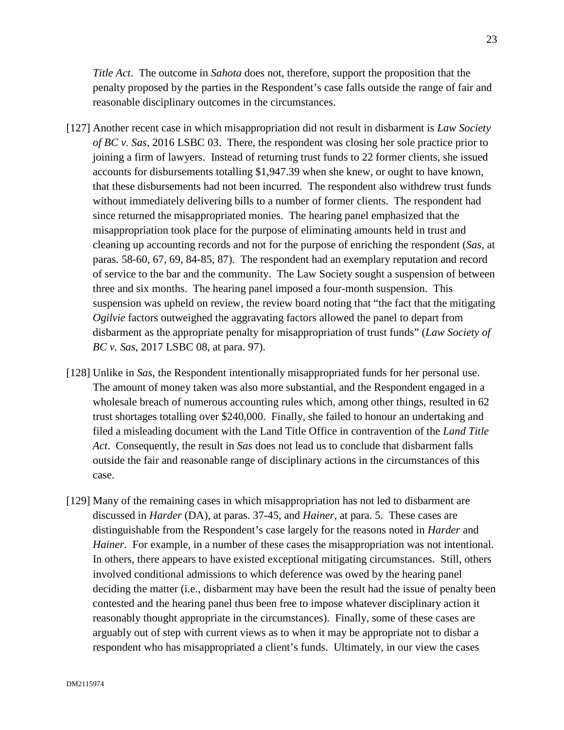*Title Act*. The outcome in *Sahota* does not, therefore, support the proposition that the penalty proposed by the parties in the Respondent's case falls outside the range of fair and reasonable disciplinary outcomes in the circumstances.

[127] Another recent case in which misappropriation did not result in disbarment is *Law Society of BC v. Sas*, 2016 LSBC 03. There, the respondent was closing her sole practice prior to joining a firm of lawyers. Instead of returning trust funds to 22 former clients, she issued accounts for disbursements totalling $1,947.39 when she knew, or ought to have known, that these disbursements had not been incurred. The respondent also withdrew trust funds without immediately delivering bills to a number of former clients. The respondent had since returned the misappropriated monies. The hearing panel emphasized that the misappropriation took place for the purpose of eliminating amounts held in trust and cleaning up accounting records and not for the purpose of enriching the respondent (*Sas*, at paras. 58-60, 67, 69, 84-85, 87). The respondent had an exemplary reputation and record of service to the bar and the community. The Law Society sought a suspension of between three and six months. The hearing panel imposed a four-month suspension. This suspension was upheld on review, the review board noting that "the fact that the mitigating *Ogilvie* factors outweighed the aggravating factors allowed the panel to depart from disbarment as the appropriate penalty for misappropriation of trust funds" (*Law Society of BC v. Sas*, 2017 LSBC 08, at para. 97).

[128] Unlike in *Sas*, the Respondent intentionally misappropriated funds for her personal use. The amount of money taken was also more substantial, and the Respondent engaged in a wholesale breach of numerous accounting rules which, among other things, resulted in 62 trust shortages totalling over $240,000. Finally, she failed to honour an undertaking and filed a misleading document with the Land Title Office in contravention of the *Land Title Act*. Consequently, the result in *Sas* does not lead us to conclude that disbarment falls outside the fair and reasonable range of disciplinary actions in the circumstances of this case.

[129] Many of the remaining cases in which misappropriation has not led to disbarment are discussed in *Harder* (DA), at paras. 37-45, and *Hainer*, at para. 5. These cases are distinguishable from the Respondent's case largely for the reasons noted in *Harder* and *Hainer*. For example, in a number of these cases the misappropriation was not intentional. In others, there appears to have existed exceptional mitigating circumstances. Still, others involved conditional admissions to which deference was owed by the hearing panel deciding the matter (i.e., disbarment may have been the result had the issue of penalty been contested and the hearing panel thus been free to impose whatever disciplinary action it reasonably thought appropriate in the circumstances). Finally, some of these cases are arguably out of step with current views as to when it may be appropriate not to disbar a respondent who has misappropriated a client's funds. Ultimately, in our view the cases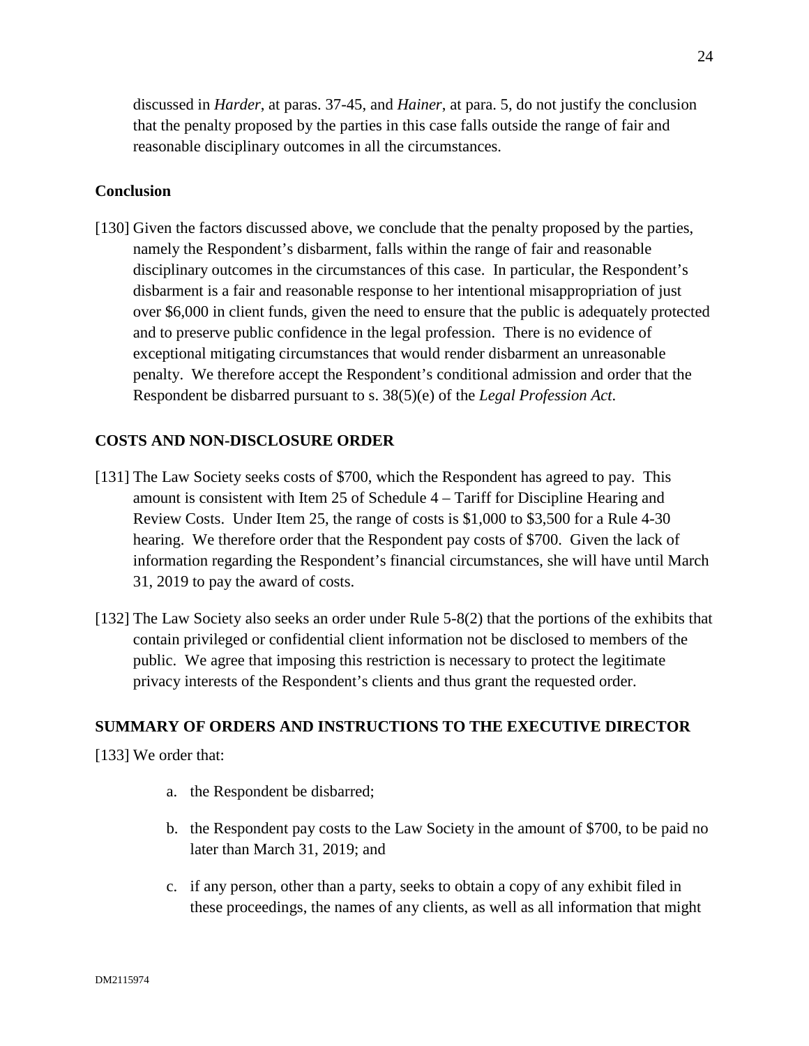discussed in *Harder*, at paras. 37-45, and *Hainer*, at para. 5, do not justify the conclusion that the penalty proposed by the parties in this case falls outside the range of fair and reasonable disciplinary outcomes in all the circumstances.

**Conclusion**

[130] Given the factors discussed above, we conclude that the penalty proposed by the parties, namely the Respondent's disbarment, falls within the range of fair and reasonable disciplinary outcomes in the circumstances of this case. In particular, the Respondent's disbarment is a fair and reasonable response to her intentional misappropriation of just over $6,000 in client funds, given the need to ensure that the public is adequately protected and to preserve public confidence in the legal profession. There is no evidence of exceptional mitigating circumstances that would render disbarment an unreasonable penalty. We therefore accept the Respondent's conditional admission and order that the Respondent be disbarred pursuant to s. 38(5)(e) of the *Legal Profession Act*.

## COSTS AND NON-DISCLOSURE ORDER

[131] The Law Society seeks costs of $700, which the Respondent has agreed to pay. This amount is consistent with Item 25 of Schedule 4 – Tariff for Discipline Hearing and Review Costs. Under Item 25, the range of costs is $1,000 to $3,500 for a Rule 4-30 hearing. We therefore order that the Respondent pay costs of $700. Given the lack of information regarding the Respondent's financial circumstances, she will have until March 31, 2019 to pay the award of costs.

[132] The Law Society also seeks an order under Rule 5-8(2) that the portions of the exhibits that contain privileged or confidential client information not be disclosed to members of the public. We agree that imposing this restriction is necessary to protect the legitimate privacy interests of the Respondent's clients and thus grant the requested order.

## SUMMARY OF ORDERS AND INSTRUCTIONS TO THE EXECUTIVE DIRECTOR

[133] We order that:

a. the Respondent be disbarred;

b. the Respondent pay costs to the Law Society in the amount of $700, to be paid no later than March 31, 2019; and

c. if any person, other than a party, seeks to obtain a copy of any exhibit filed in these proceedings, the names of any clients, as well as all information that might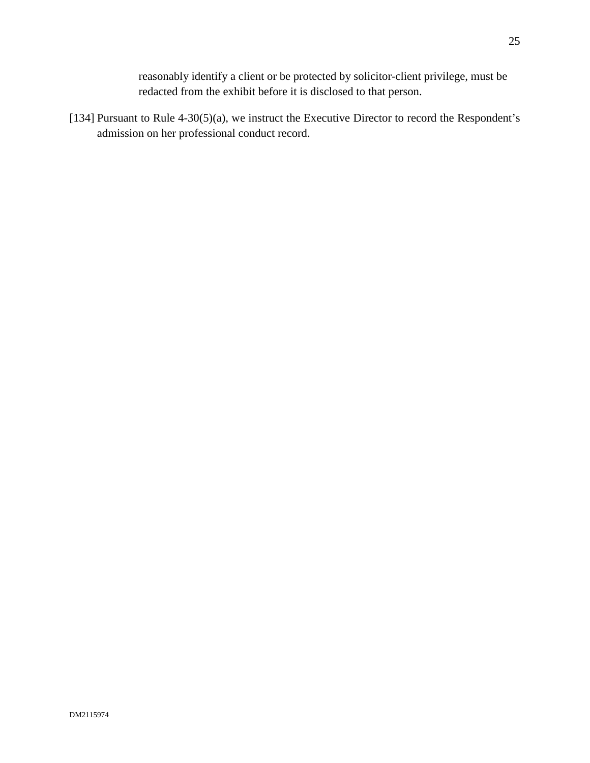reasonably identify a client or be protected by solicitor-client privilege, must be redacted from the exhibit before it is disclosed to that person.

[134] Pursuant to Rule 4-30(5)(a), we instruct the Executive Director to record the Respondent's admission on her professional conduct record.